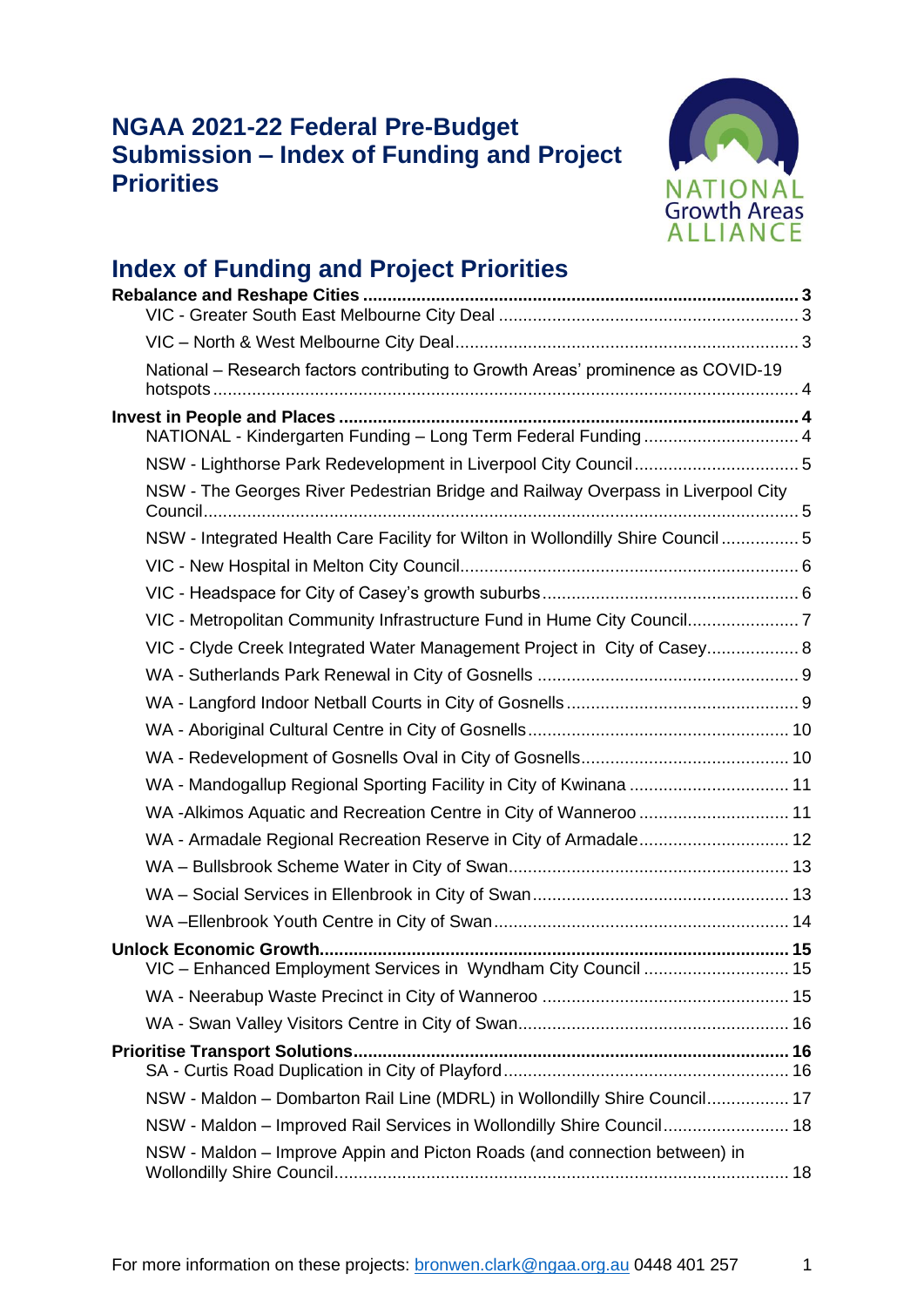# NGAA 2021-22 Federal Pre-Budget Submission – Index of Funding and Project Priorities

NATIONAL Growth Areas ALLIANCE

## Index of Funding and Project Priorities

**Rebalance and Reshape Cities ........ 3**

- VIC - Greater South East Melbourne City Deal ........ 3
- VIC – North & West Melbourne City Deal ........ 3
- National – Research factors contributing to Growth Areas' prominence as COVID-19 hotspots ........ 4

**Invest in People and Places ........ 4**

- NATIONAL - Kindergarten Funding – Long Term Federal Funding ........ 4
- NSW - Lighthorse Park Redevelopment in Liverpool City Council ........ 5
- NSW - The Georges River Pedestrian Bridge and Railway Overpass in Liverpool City Council ........ 5
- NSW - Integrated Health Care Facility for Wilton in Wollondilly Shire Council ........ 5
- VIC - New Hospital in Melton City Council ........ 6
- VIC - Headspace for City of Casey's growth suburbs ........ 6
- VIC - Metropolitan Community Infrastructure Fund in Hume City Council ........ 7
- VIC - Clyde Creek Integrated Water Management Project in City of Casey ........ 8
- WA - Sutherlands Park Renewal in City of Gosnells ........ 9
- WA - Langford Indoor Netball Courts in City of Gosnells ........ 9
- WA - Aboriginal Cultural Centre in City of Gosnells ........ 10
- WA - Redevelopment of Gosnells Oval in City of Gosnells ........ 10
- WA - Mandogallup Regional Sporting Facility in City of Kwinana ........ 11
- WA -Alkimos Aquatic and Recreation Centre in City of Wanneroo ........ 11
- WA - Armadale Regional Recreation Reserve in City of Armadale ........ 12
- WA – Bullsbrook Scheme Water in City of Swan ........ 13
- WA – Social Services in Ellenbrook in City of Swan ........ 13
- WA –Ellenbrook Youth Centre in City of Swan ........ 14

**Unlock Economic Growth ........ 15**

- VIC – Enhanced Employment Services in Wyndham City Council ........ 15
- WA - Neerabup Waste Precinct in City of Wanneroo ........ 15
- WA - Swan Valley Visitors Centre in City of Swan ........ 16

**Prioritise Transport Solutions ........ 16**

- SA - Curtis Road Duplication in City of Playford ........ 16
- NSW - Maldon – Dombarton Rail Line (MDRL) in Wollondilly Shire Council ........ 17
- NSW - Maldon – Improved Rail Services in Wollondilly Shire Council ........ 18
- NSW - Maldon – Improve Appin and Picton Roads (and connection between) in Wollondilly Shire Council ........ 18

For more information on these projects: bronwen.clark@ngaa.org.au 0448 401 257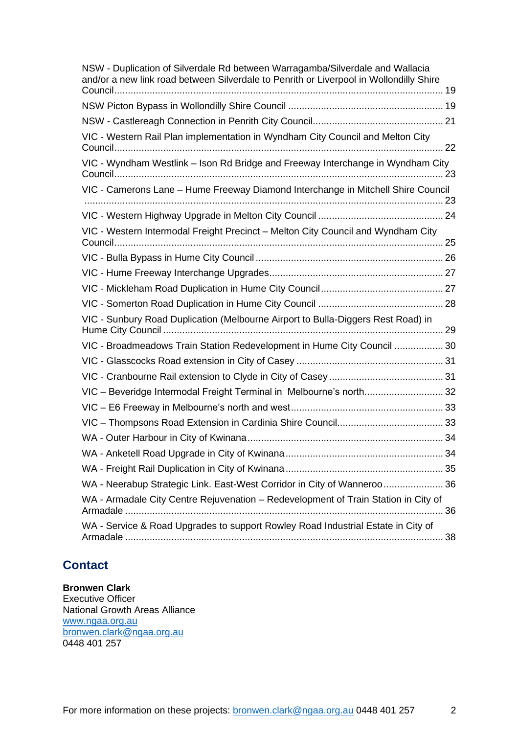NSW - Duplication of Silverdale Rd between Warragamba/Silverdale and Wallacia and/or a new link road between Silverdale to Penrith or Liverpool in Wollondilly Shire Council ........ 19

NSW Picton Bypass in Wollondilly Shire Council ........ 19

NSW - Castlereagh Connection in Penrith City Council ........ 21

VIC - Western Rail Plan implementation in Wyndham City Council and Melton City Council ........ 22

VIC - Wyndham Westlink – Ison Rd Bridge and Freeway Interchange in Wyndham City Council ........ 23

VIC - Camerons Lane – Hume Freeway Diamond Interchange in Mitchell Shire Council ........ 23

VIC - Western Highway Upgrade in Melton City Council ........ 24

VIC - Western Intermodal Freight Precinct – Melton City Council and Wyndham City Council ........ 25

VIC - Bulla Bypass in Hume City Council ........ 26

VIC - Hume Freeway Interchange Upgrades ........ 27

VIC - Mickleham Road Duplication in Hume City Council ........ 27

VIC - Somerton Road Duplication in Hume City Council ........ 28

VIC - Sunbury Road Duplication (Melbourne Airport to Bulla-Diggers Rest Road) in Hume City Council ........ 29

VIC - Broadmeadows Train Station Redevelopment in Hume City Council ........ 30

VIC - Glasscocks Road extension in City of Casey ........ 31

VIC - Cranbourne Rail extension to Clyde in City of Casey ........ 31

VIC – Beveridge Intermodal Freight Terminal in Melbourne's north ........ 32

VIC – E6 Freeway in Melbourne's north and west ........ 33

VIC – Thompsons Road Extension in Cardinia Shire Council ........ 33

WA - Outer Harbour in City of Kwinana ........ 34

WA - Anketell Road Upgrade in City of Kwinana ........ 34

WA - Freight Rail Duplication in City of Kwinana ........ 35

WA - Neerabup Strategic Link. East-West Corridor in City of Wanneroo ........ 36

WA - Armadale City Centre Rejuvenation – Redevelopment of Train Station in City of Armadale ........ 36

WA - Service & Road Upgrades to support Rowley Road Industrial Estate in City of Armadale ........ 38

## Contact

**Bronwen Clark**
Executive Officer
National Growth Areas Alliance
www.ngaa.org.au
bronwen.clark@ngaa.org.au
0448 401 257

For more information on these projects: bronwen.clark@ngaa.org.au 0448 401 257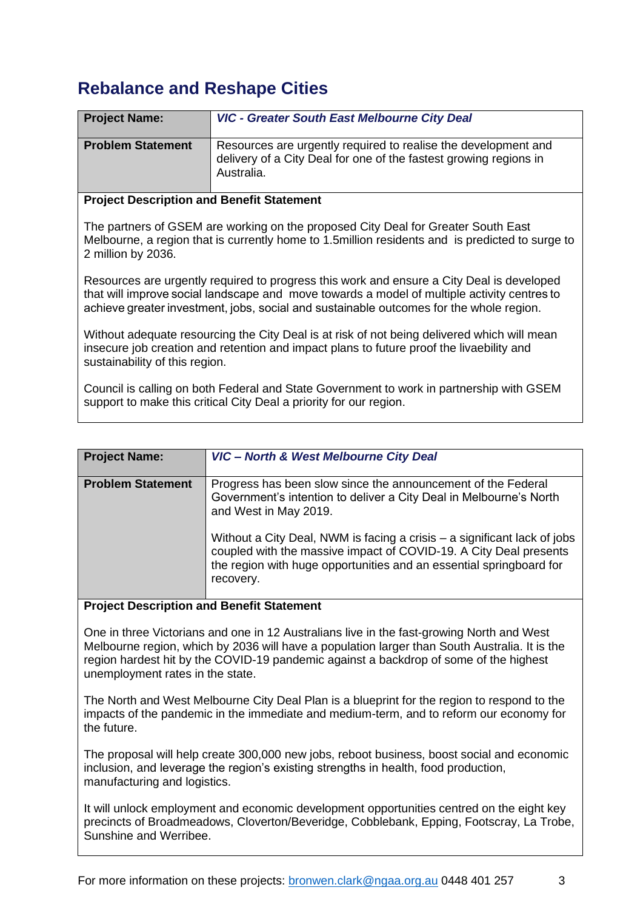## Rebalance and Reshape Cities

| Project Name: | *VIC - Greater South East Melbourne City Deal* |
| --- | --- |
| Problem Statement | Resources are urgently required to realise the development and delivery of a City Deal for one of the fastest growing regions in Australia. |

**Project Description and Benefit Statement**

The partners of GSEM are working on the proposed City Deal for Greater South East Melbourne, a region that is currently home to 1.5million residents and is predicted to surge to 2 million by 2036.

Resources are urgently required to progress this work and ensure a City Deal is developed that will improve social landscape and move towards a model of multiple activity centres to achieve greater investment, jobs, social and sustainable outcomes for the whole region.

Without adequate resourcing the City Deal is at risk of not being delivered which will mean insecure job creation and retention and impact plans to future proof the livaebility and sustainability of this region.

Council is calling on both Federal and State Government to work in partnership with GSEM support to make this critical City Deal a priority for our region.

| Project Name: | *VIC – North & West Melbourne City Deal* |
| --- | --- |
| Problem Statement | Progress has been slow since the announcement of the Federal Government's intention to deliver a City Deal in Melbourne's North and West in May 2019.<br><br>Without a City Deal, NWM is facing a crisis – a significant lack of jobs coupled with the massive impact of COVID-19. A City Deal presents the region with huge opportunities and an essential springboard for recovery. |

**Project Description and Benefit Statement**

One in three Victorians and one in 12 Australians live in the fast-growing North and West Melbourne region, which by 2036 will have a population larger than South Australia. It is the region hardest hit by the COVID-19 pandemic against a backdrop of some of the highest unemployment rates in the state.

The North and West Melbourne City Deal Plan is a blueprint for the region to respond to the impacts of the pandemic in the immediate and medium-term, and to reform our economy for the future.

The proposal will help create 300,000 new jobs, reboot business, boost social and economic inclusion, and leverage the region's existing strengths in health, food production, manufacturing and logistics.

It will unlock employment and economic development opportunities centred on the eight key precincts of Broadmeadows, Cloverton/Beveridge, Cobblebank, Epping, Footscray, La Trobe, Sunshine and Werribee.

For more information on these projects: bronwen.clark@ngaa.org.au 0448 401 257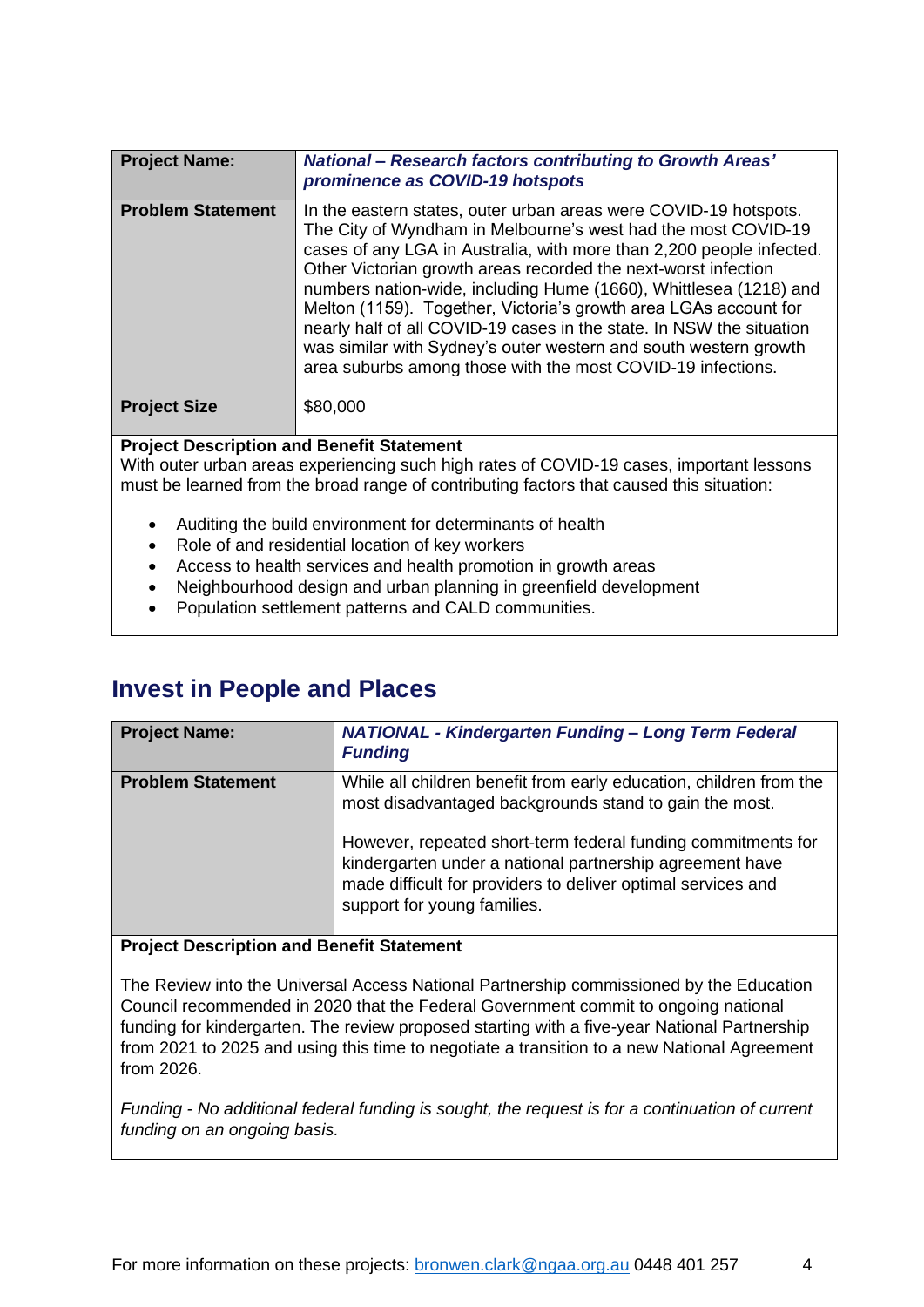| **Project Name:** | ***National – Research factors contributing to Growth Areas' prominence as COVID-19 hotspots*** |
|---|---|
| **Problem Statement** | In the eastern states, outer urban areas were COVID-19 hotspots. The City of Wyndham in Melbourne's west had the most COVID-19 cases of any LGA in Australia, with more than 2,200 people infected. Other Victorian growth areas recorded the next-worst infection numbers nation-wide, including Hume (1660), Whittlesea (1218) and Melton (1159). Together, Victoria's growth area LGAs account for nearly half of all COVID-19 cases in the state. In NSW the situation was similar with Sydney's outer western and south western growth area suburbs among those with the most COVID-19 infections. |
| **Project Size** | $80,000 |

**Project Description and Benefit Statement**

With outer urban areas experiencing such high rates of COVID-19 cases, important lessons must be learned from the broad range of contributing factors that caused this situation:

- Auditing the build environment for determinants of health
- Role of and residential location of key workers
- Access to health services and health promotion in growth areas
- Neighbourhood design and urban planning in greenfield development
- Population settlement patterns and CALD communities.

## Invest in People and Places

| **Project Name:** | ***NATIONAL - Kindergarten Funding – Long Term Federal Funding*** |
|---|---|
| **Problem Statement** | While all children benefit from early education, children from the most disadvantaged backgrounds stand to gain the most. However, repeated short-term federal funding commitments for kindergarten under a national partnership agreement have made difficult for providers to deliver optimal services and support for young families. |

**Project Description and Benefit Statement**

The Review into the Universal Access National Partnership commissioned by the Education Council recommended in 2020 that the Federal Government commit to ongoing national funding for kindergarten. The review proposed starting with a five-year National Partnership from 2021 to 2025 and using this time to negotiate a transition to a new National Agreement from 2026.

*Funding - No additional federal funding is sought, the request is for a continuation of current funding on an ongoing basis.*

For more information on these projects: bronwen.clark@ngaa.org.au 0448 401 257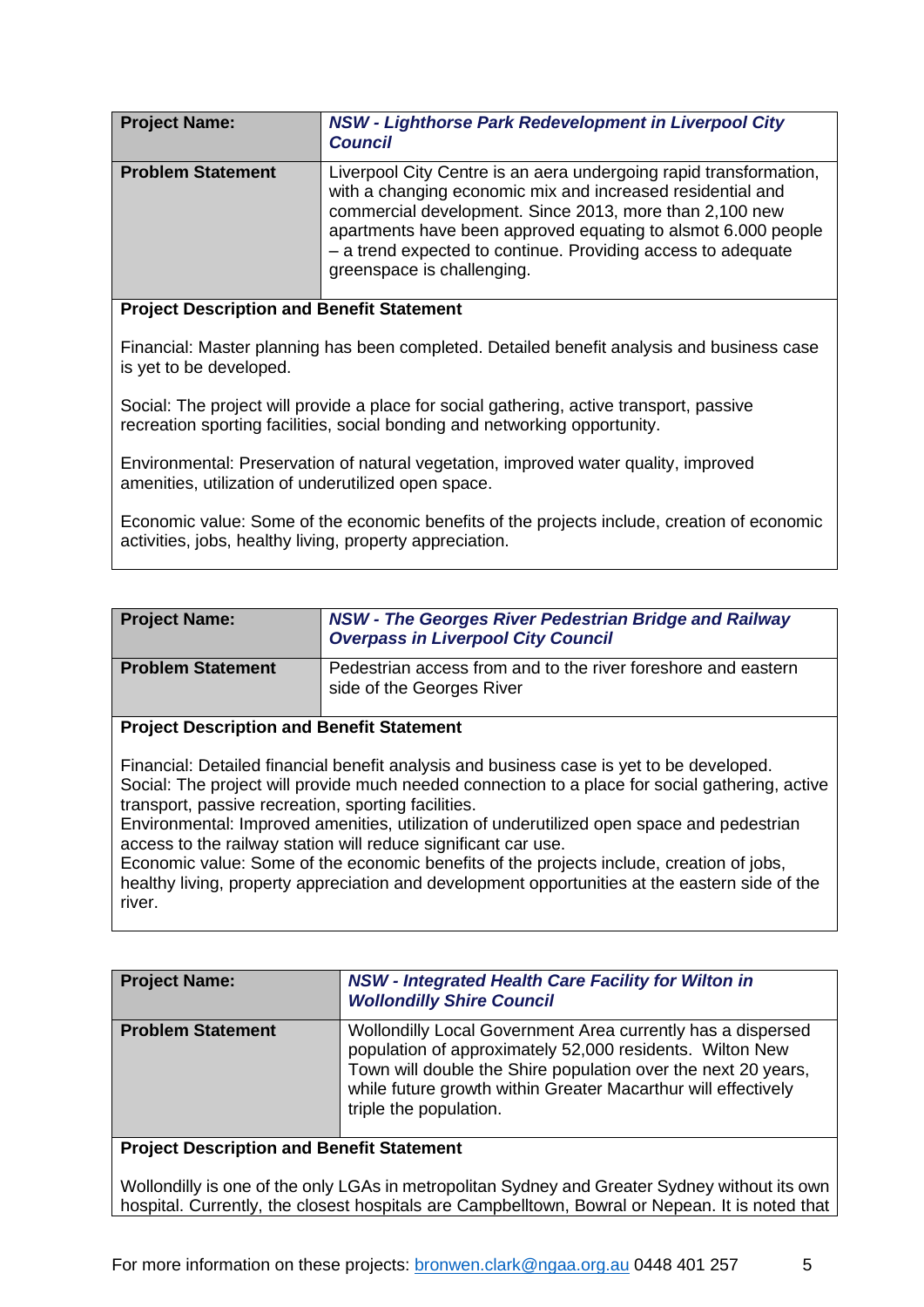| **Project Name:** | ***NSW - Lighthorse Park Redevelopment in Liverpool City Council*** |
|---|---|
| **Problem Statement** | Liverpool City Centre is an aera undergoing rapid transformation, with a changing economic mix and increased residential and commercial development. Since 2013, more than 2,100 new apartments have been approved equating to alsmot 6.000 people – a trend expected to continue. Providing access to adequate greenspace is challenging. |

**Project Description and Benefit Statement**

Financial: Master planning has been completed. Detailed benefit analysis and business case is yet to be developed.

Social: The project will provide a place for social gathering, active transport, passive recreation sporting facilities, social bonding and networking opportunity.

Environmental: Preservation of natural vegetation, improved water quality, improved amenities, utilization of underutilized open space.

Economic value: Some of the economic benefits of the projects include, creation of economic activities, jobs, healthy living, property appreciation.

| **Project Name:** | ***NSW - The Georges River Pedestrian Bridge and Railway Overpass in Liverpool City Council*** |
|---|---|
| **Problem Statement** | Pedestrian access from and to the river foreshore and eastern side of the Georges River |

**Project Description and Benefit Statement**

Financial: Detailed financial benefit analysis and business case is yet to be developed.
Social: The project will provide much needed connection to a place for social gathering, active transport, passive recreation, sporting facilities.
Environmental: Improved amenities, utilization of underutilized open space and pedestrian access to the railway station will reduce significant car use.
Economic value: Some of the economic benefits of the projects include, creation of jobs, healthy living, property appreciation and development opportunities at the eastern side of the river.

| **Project Name:** | ***NSW - Integrated Health Care Facility for Wilton in Wollondilly Shire Council*** |
|---|---|
| **Problem Statement** | Wollondilly Local Government Area currently has a dispersed population of approximately 52,000 residents. Wilton New Town will double the Shire population over the next 20 years, while future growth within Greater Macarthur will effectively triple the population. |

**Project Description and Benefit Statement**

Wollondilly is one of the only LGAs in metropolitan Sydney and Greater Sydney without its own hospital. Currently, the closest hospitals are Campbelltown, Bowral or Nepean. It is noted that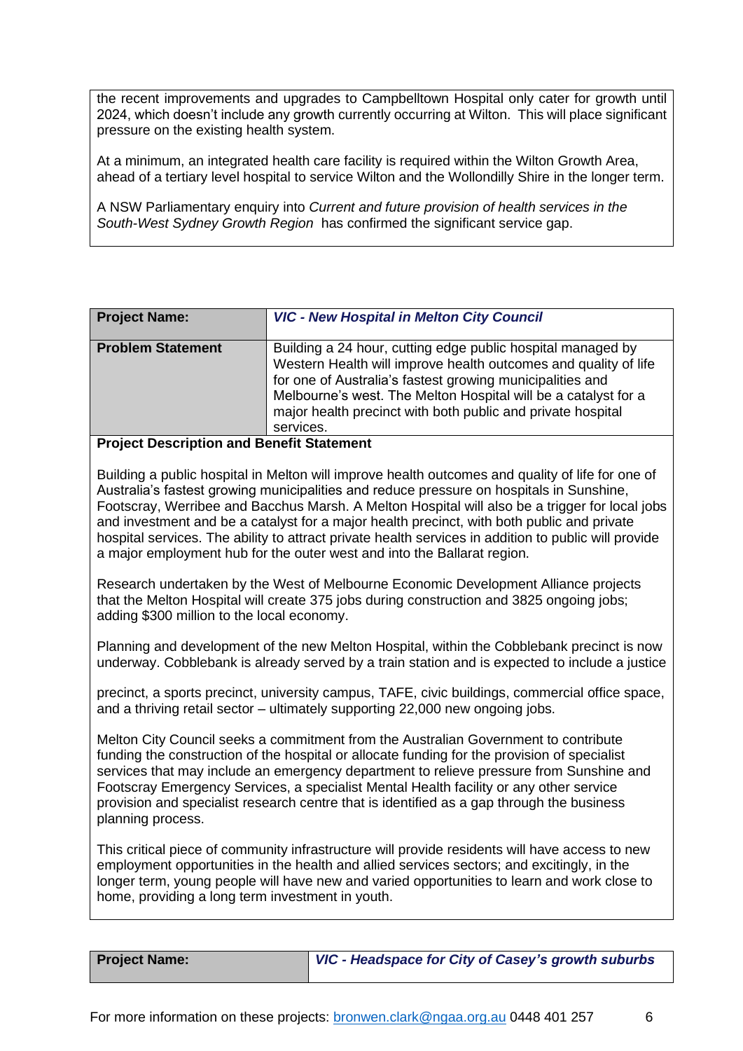the recent improvements and upgrades to Campbelltown Hospital only cater for growth until 2024, which doesn't include any growth currently occurring at Wilton. This will place significant pressure on the existing health system.

At a minimum, an integrated health care facility is required within the Wilton Growth Area, ahead of a tertiary level hospital to service Wilton and the Wollondilly Shire in the longer term.

A NSW Parliamentary enquiry into *Current and future provision of health services in the South-West Sydney Growth Region* has confirmed the significant service gap.

| **Project Name:** | ***VIC - New Hospital in Melton City Council*** |
|---|---|
| **Problem Statement** | Building a 24 hour, cutting edge public hospital managed by Western Health will improve health outcomes and quality of life for one of Australia's fastest growing municipalities and Melbourne's west. The Melton Hospital will be a catalyst for a major health precinct with both public and private hospital services. |

**Project Description and Benefit Statement**

Building a public hospital in Melton will improve health outcomes and quality of life for one of Australia's fastest growing municipalities and reduce pressure on hospitals in Sunshine, Footscray, Werribee and Bacchus Marsh. A Melton Hospital will also be a trigger for local jobs and investment and be a catalyst for a major health precinct, with both public and private hospital services. The ability to attract private health services in addition to public will provide a major employment hub for the outer west and into the Ballarat region.

Research undertaken by the West of Melbourne Economic Development Alliance projects that the Melton Hospital will create 375 jobs during construction and 3825 ongoing jobs; adding $300 million to the local economy.

Planning and development of the new Melton Hospital, within the Cobblebank precinct is now underway. Cobblebank is already served by a train station and is expected to include a justice precinct, a sports precinct, university campus, TAFE, civic buildings, commercial office space, and a thriving retail sector – ultimately supporting 22,000 new ongoing jobs.

Melton City Council seeks a commitment from the Australian Government to contribute funding the construction of the hospital or allocate funding for the provision of specialist services that may include an emergency department to relieve pressure from Sunshine and Footscray Emergency Services, a specialist Mental Health facility or any other service provision and specialist research centre that is identified as a gap through the business planning process.

This critical piece of community infrastructure will provide residents will have access to new employment opportunities in the health and allied services sectors; and excitingly, in the longer term, young people will have new and varied opportunities to learn and work close to home, providing a long term investment in youth.

| **Project Name:** | ***VIC - Headspace for City of Casey's growth suburbs*** |
|---|---|

For more information on these projects: bronwen.clark@ngaa.org.au 0448 401 257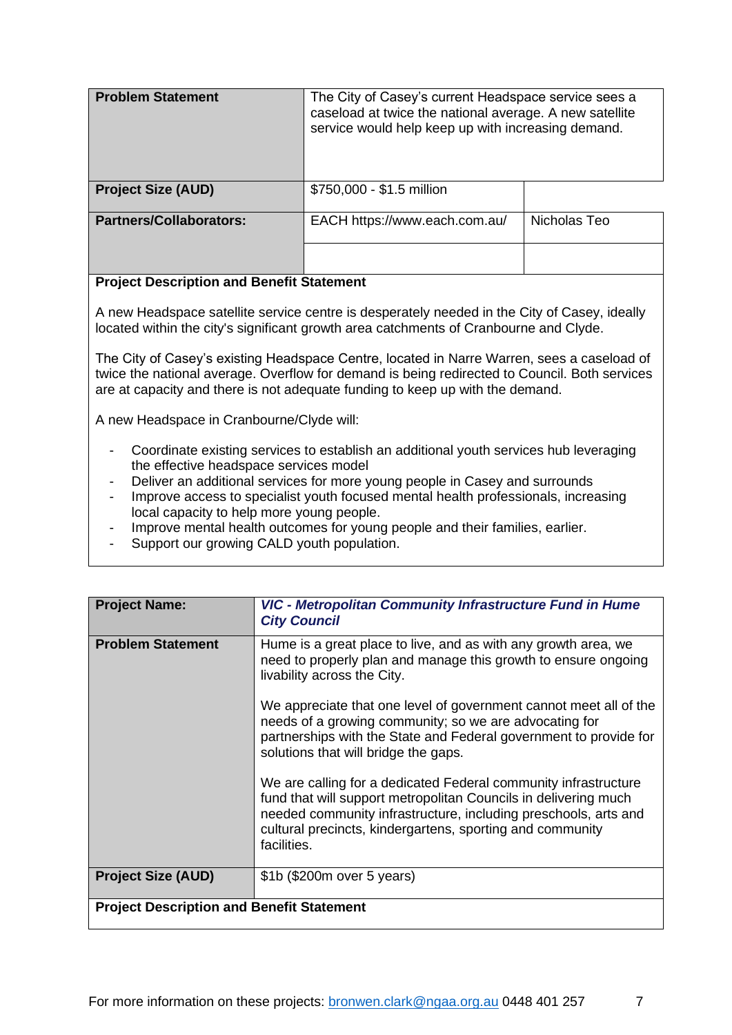| Problem Statement | The City of Casey's current Headspace service sees a caseload at twice the national average. A new satellite service would help keep up with increasing demand. | |
|---|---|---|
| **Project Size (AUD)** | $750,000 - $1.5 million | |
| **Partners/Collaborators:** | EACH https://www.each.com.au/ | Nicholas Teo |
| | | |

**Project Description and Benefit Statement**

A new Headspace satellite service centre is desperately needed in the City of Casey, ideally located within the city's significant growth area catchments of Cranbourne and Clyde.

The City of Casey's existing Headspace Centre, located in Narre Warren, sees a caseload of twice the national average. Overflow for demand is being redirected to Council. Both services are at capacity and there is not adequate funding to keep up with the demand.

A new Headspace in Cranbourne/Clyde will:

- Coordinate existing services to establish an additional youth services hub leveraging the effective headspace services model
- Deliver an additional services for more young people in Casey and surrounds
- Improve access to specialist youth focused mental health professionals, increasing local capacity to help more young people.
- Improve mental health outcomes for young people and their families, earlier.
- Support our growing CALD youth population.

| Project Name: | *VIC - Metropolitan Community Infrastructure Fund in Hume City Council* |
|---|---|
| **Problem Statement** | Hume is a great place to live, and as with any growth area, we need to properly plan and manage this growth to ensure ongoing livability across the City.<br><br>We appreciate that one level of government cannot meet all of the needs of a growing community; so we are advocating for partnerships with the State and Federal government to provide for solutions that will bridge the gaps.<br><br>We are calling for a dedicated Federal community infrastructure fund that will support metropolitan Councils in delivering much needed community infrastructure, including preschools, arts and cultural precincts, kindergartens, sporting and community facilities. |
| **Project Size (AUD)** | $1b ($200m over 5 years) |

**Project Description and Benefit Statement**

For more information on these projects: bronwen.clark@ngaa.org.au 0448 401 257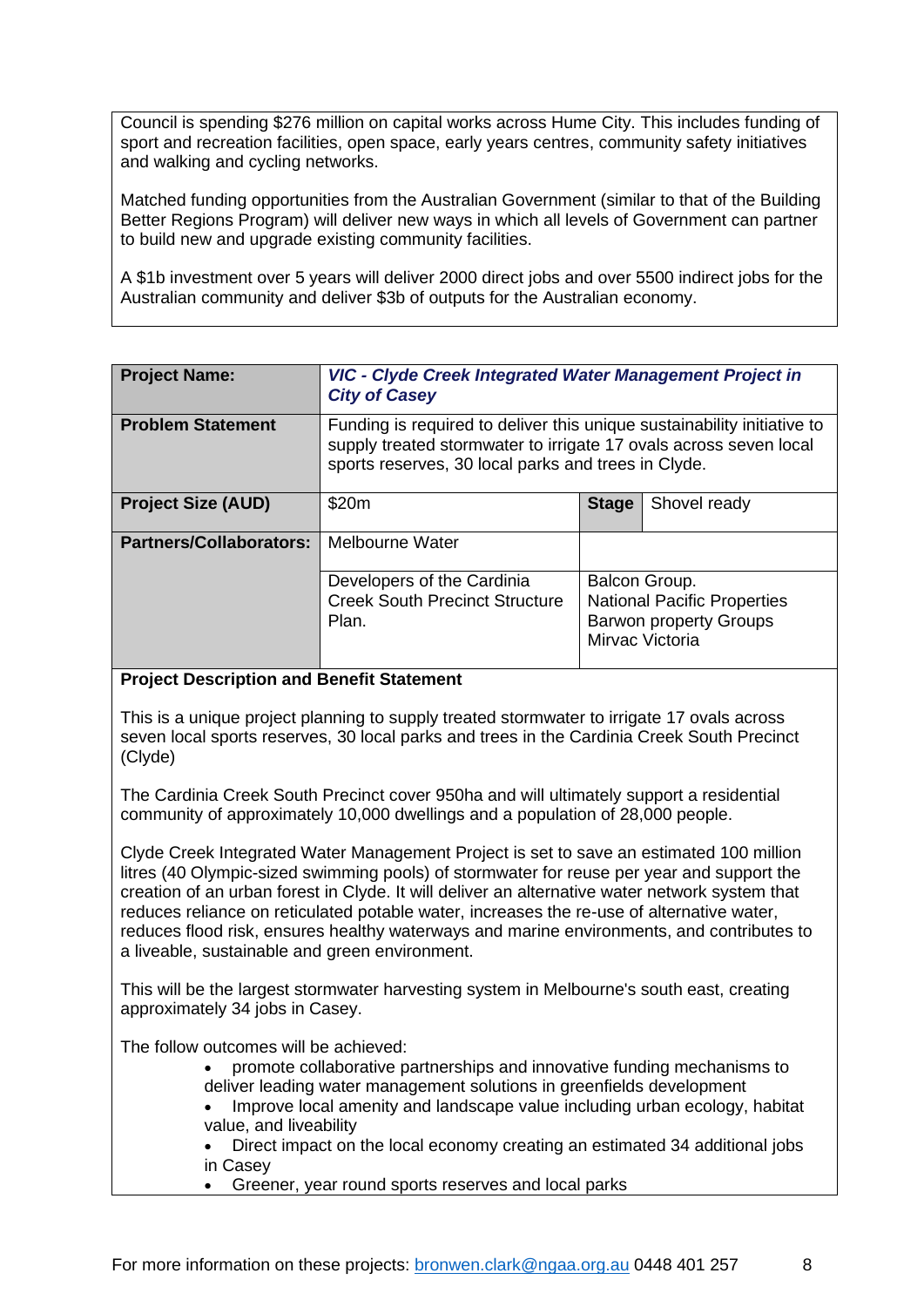Council is spending $276 million on capital works across Hume City. This includes funding of sport and recreation facilities, open space, early years centres, community safety initiatives and walking and cycling networks.

Matched funding opportunities from the Australian Government (similar to that of the Building Better Regions Program) will deliver new ways in which all levels of Government can partner to build new and upgrade existing community facilities.

A $1b investment over 5 years will deliver 2000 direct jobs and over 5500 indirect jobs for the Australian community and deliver $3b of outputs for the Australian economy.

| **Project Name:** | ***VIC - Clyde Creek Integrated Water Management Project in City of Casey*** | | |
|---|---|---|---|
| **Problem Statement** | Funding is required to deliver this unique sustainability initiative to supply treated stormwater to irrigate 17 ovals across seven local sports reserves, 30 local parks and trees in Clyde. | | |
| **Project Size (AUD)** | $20m | **Stage** | Shovel ready |
| **Partners/Collaborators:** | Melbourne Water | | |
| | Developers of the Cardinia Creek South Precinct Structure Plan. | Balcon Group.<br>National Pacific Properties<br>Barwon property Groups<br>Mirvac Victoria | |

**Project Description and Benefit Statement**

This is a unique project planning to supply treated stormwater to irrigate 17 ovals across seven local sports reserves, 30 local parks and trees in the Cardinia Creek South Precinct (Clyde)

The Cardinia Creek South Precinct cover 950ha and will ultimately support a residential community of approximately 10,000 dwellings and a population of 28,000 people.

Clyde Creek Integrated Water Management Project is set to save an estimated 100 million litres (40 Olympic-sized swimming pools) of stormwater for reuse per year and support the creation of an urban forest in Clyde. It will deliver an alternative water network system that reduces reliance on reticulated potable water, increases the re-use of alternative water, reduces flood risk, ensures healthy waterways and marine environments, and contributes to a liveable, sustainable and green environment.

This will be the largest stormwater harvesting system in Melbourne's south east, creating approximately 34 jobs in Casey.

The follow outcomes will be achieved:

- promote collaborative partnerships and innovative funding mechanisms to deliver leading water management solutions in greenfields development
- Improve local amenity and landscape value including urban ecology, habitat value, and liveability
- Direct impact on the local economy creating an estimated 34 additional jobs in Casey
- Greener, year round sports reserves and local parks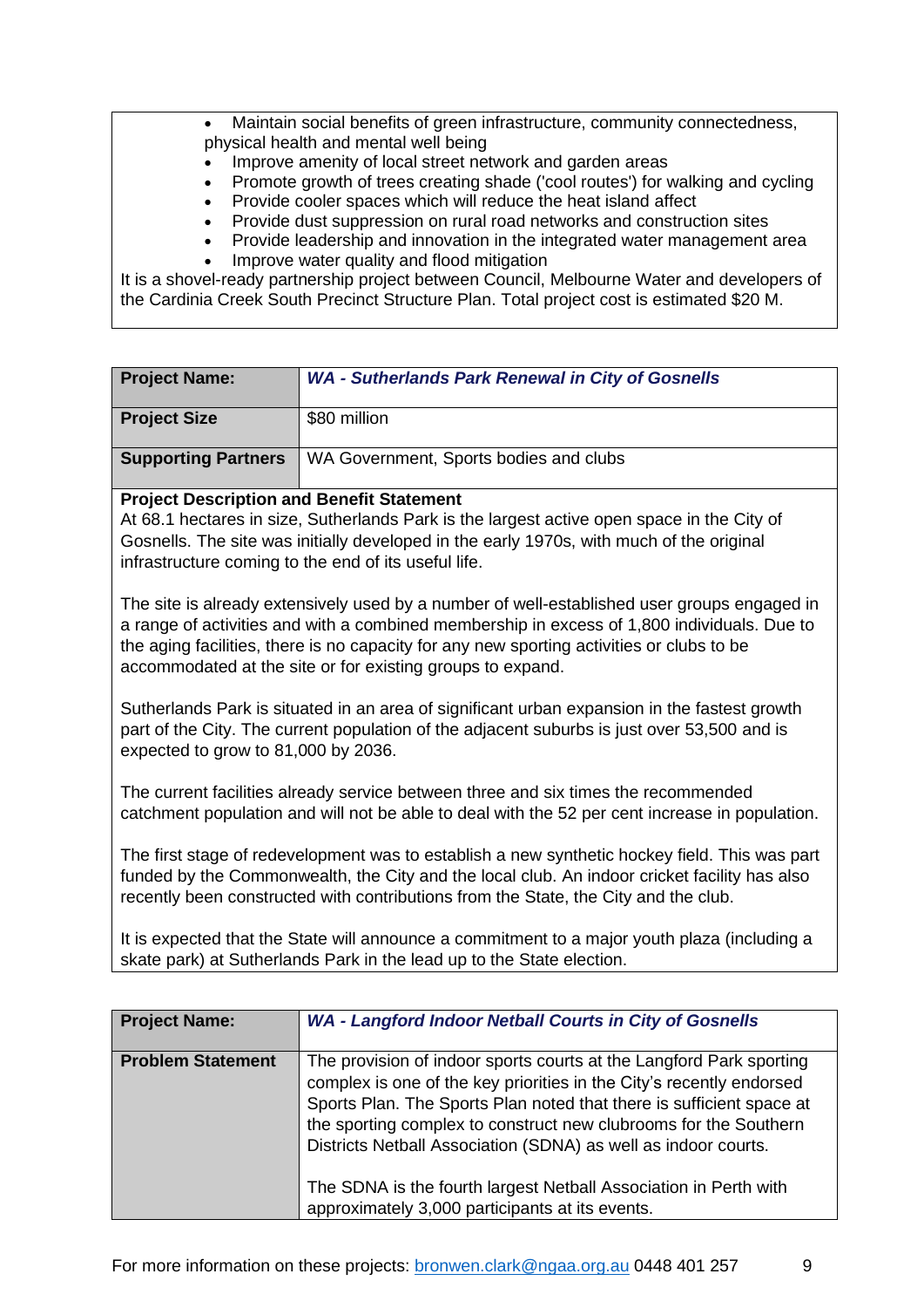- Maintain social benefits of green infrastructure, community connectedness, physical health and mental well being
- Improve amenity of local street network and garden areas
- Promote growth of trees creating shade ('cool routes') for walking and cycling
- Provide cooler spaces which will reduce the heat island affect
- Provide dust suppression on rural road networks and construction sites
- Provide leadership and innovation in the integrated water management area
- Improve water quality and flood mitigation

It is a shovel-ready partnership project between Council, Melbourne Water and developers of the Cardinia Creek South Precinct Structure Plan. Total project cost is estimated $20 M.

| **Project Name:** | ***WA - Sutherlands Park Renewal in City of Gosnells*** |
|---|---|
| **Project Size** | $80 million |
| **Supporting Partners** | WA Government, Sports bodies and clubs |

**Project Description and Benefit Statement**

At 68.1 hectares in size, Sutherlands Park is the largest active open space in the City of Gosnells. The site was initially developed in the early 1970s, with much of the original infrastructure coming to the end of its useful life.

The site is already extensively used by a number of well-established user groups engaged in a range of activities and with a combined membership in excess of 1,800 individuals. Due to the aging facilities, there is no capacity for any new sporting activities or clubs to be accommodated at the site or for existing groups to expand.

Sutherlands Park is situated in an area of significant urban expansion in the fastest growth part of the City. The current population of the adjacent suburbs is just over 53,500 and is expected to grow to 81,000 by 2036.

The current facilities already service between three and six times the recommended catchment population and will not be able to deal with the 52 per cent increase in population.

The first stage of redevelopment was to establish a new synthetic hockey field. This was part funded by the Commonwealth, the City and the local club. An indoor cricket facility has also recently been constructed with contributions from the State, the City and the club.

It is expected that the State will announce a commitment to a major youth plaza (including a skate park) at Sutherlands Park in the lead up to the State election.

| **Project Name:** | ***WA - Langford Indoor Netball Courts in City of Gosnells*** |
|---|---|
| **Problem Statement** | The provision of indoor sports courts at the Langford Park sporting complex is one of the key priorities in the City's recently endorsed Sports Plan. The Sports Plan noted that there is sufficient space at the sporting complex to construct new clubrooms for the Southern Districts Netball Association (SDNA) as well as indoor courts.<br><br>The SDNA is the fourth largest Netball Association in Perth with approximately 3,000 participants at its events. |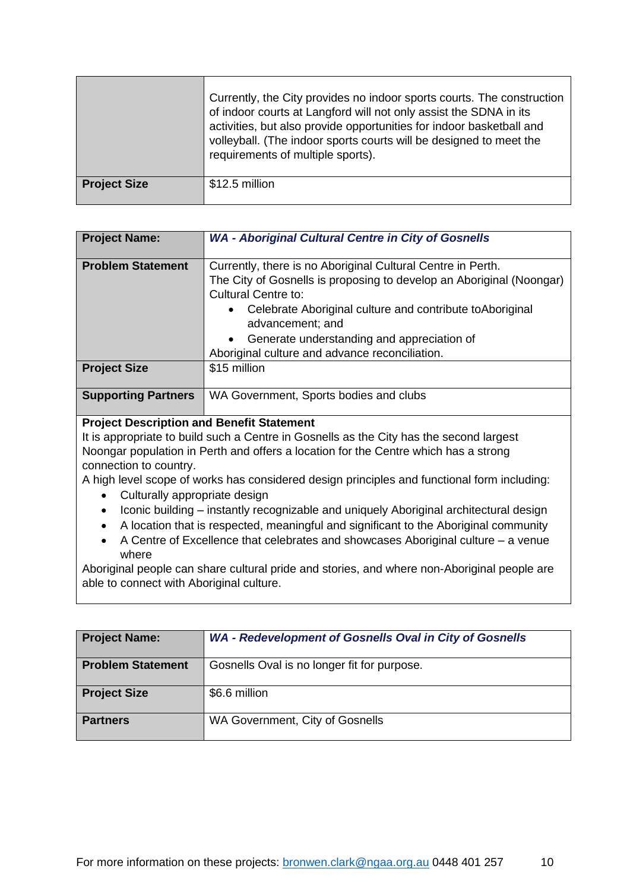| | |
|---|---|
| | Currently, the City provides no indoor sports courts. The construction of indoor courts at Langford will not only assist the SDNA in its activities, but also provide opportunities for indoor basketball and volleyball. (The indoor sports courts will be designed to meet the requirements of multiple sports). |
| **Project Size** | $12.5 million |

| **Project Name:** | ***WA - Aboriginal Cultural Centre in City of Gosnells*** |
|---|---|
| **Problem Statement** | Currently, there is no Aboriginal Cultural Centre in Perth.<br>The City of Gosnells is proposing to develop an Aboriginal (Noongar) Cultural Centre to:<br>• Celebrate Aboriginal culture and contribute toAboriginal advancement; and<br>• Generate understanding and appreciation of Aboriginal culture and advance reconciliation. |
| **Project Size** | $15 million |
| **Supporting Partners** | WA Government, Sports bodies and clubs |

**Project Description and Benefit Statement**

It is appropriate to build such a Centre in Gosnells as the City has the second largest Noongar population in Perth and offers a location for the Centre which has a strong connection to country.

A high level scope of works has considered design principles and functional form including:

- Culturally appropriate design
- Iconic building – instantly recognizable and uniquely Aboriginal architectural design
- A location that is respected, meaningful and significant to the Aboriginal community
- A Centre of Excellence that celebrates and showcases Aboriginal culture – a venue where

Aboriginal people can share cultural pride and stories, and where non-Aboriginal people are able to connect with Aboriginal culture.

| **Project Name:** | ***WA - Redevelopment of Gosnells Oval in City of Gosnells*** |
|---|---|
| **Problem Statement** | Gosnells Oval is no longer fit for purpose. |
| **Project Size** | $6.6 million |
| **Partners** | WA Government, City of Gosnells |

For more information on these projects: bronwen.clark@ngaa.org.au 0448 401 257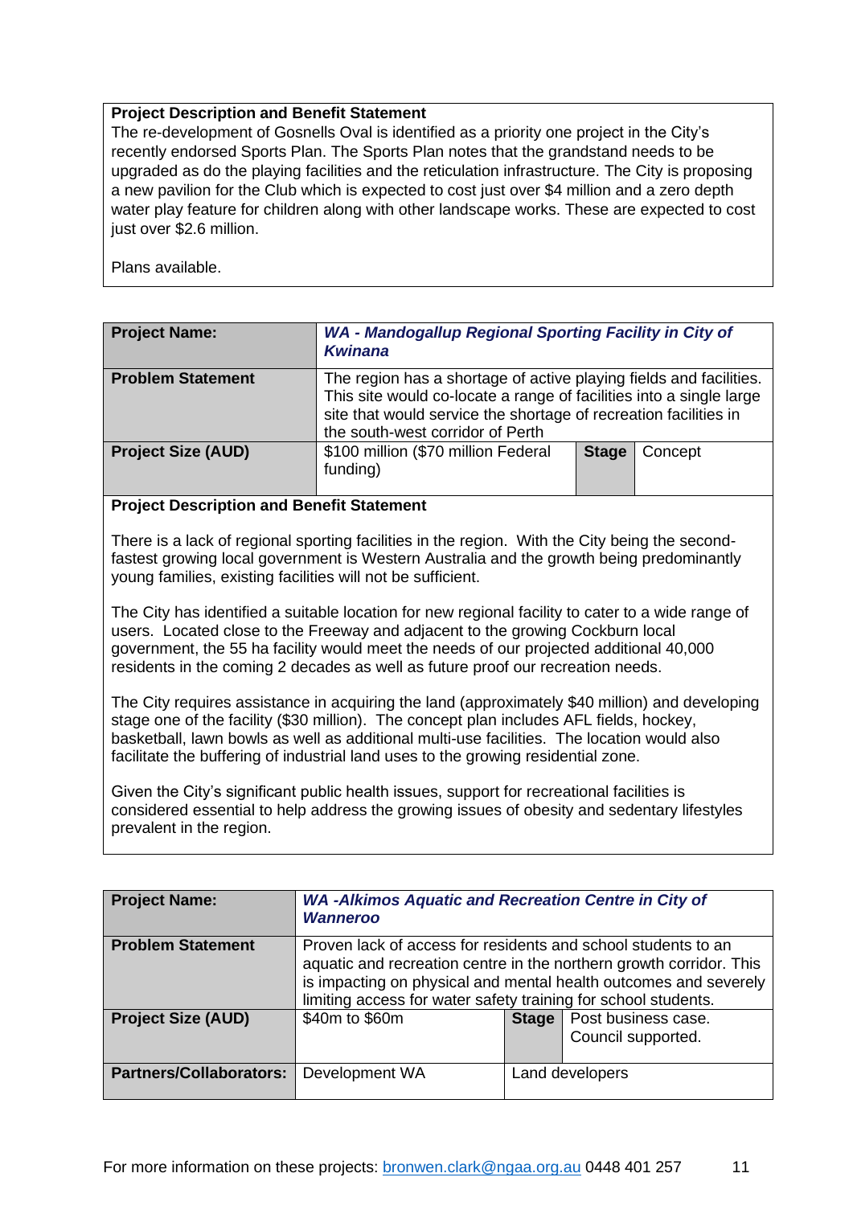**Project Description and Benefit Statement**

The re-development of Gosnells Oval is identified as a priority one project in the City's recently endorsed Sports Plan. The Sports Plan notes that the grandstand needs to be upgraded as do the playing facilities and the reticulation infrastructure. The City is proposing a new pavilion for the Club which is expected to cost just over $4 million and a zero depth water play feature for children along with other landscape works. These are expected to cost just over $2.6 million.

Plans available.

| **Project Name:** | ***WA - Mandogallup Regional Sporting Facility in City of Kwinana*** | | |
|---|---|---|---|
| **Problem Statement** | The region has a shortage of active playing fields and facilities. This site would co-locate a range of facilities into a single large site that would service the shortage of recreation facilities in the south-west corridor of Perth | | |
| **Project Size (AUD)** | $100 million ($70 million Federal funding) | **Stage** | Concept |

**Project Description and Benefit Statement**

There is a lack of regional sporting facilities in the region. With the City being the second-fastest growing local government is Western Australia and the growth being predominantly young families, existing facilities will not be sufficient.

The City has identified a suitable location for new regional facility to cater to a wide range of users. Located close to the Freeway and adjacent to the growing Cockburn local government, the 55 ha facility would meet the needs of our projected additional 40,000 residents in the coming 2 decades as well as future proof our recreation needs.

The City requires assistance in acquiring the land (approximately $40 million) and developing stage one of the facility ($30 million). The concept plan includes AFL fields, hockey, basketball, lawn bowls as well as additional multi-use facilities. The location would also facilitate the buffering of industrial land uses to the growing residential zone.

Given the City's significant public health issues, support for recreational facilities is considered essential to help address the growing issues of obesity and sedentary lifestyles prevalent in the region.

| **Project Name:** | ***WA -Alkimos Aquatic and Recreation Centre in City of Wanneroo*** | | |
|---|---|---|---|
| **Problem Statement** | Proven lack of access for residents and school students to an aquatic and recreation centre in the northern growth corridor. This is impacting on physical and mental health outcomes and severely limiting access for water safety training for school students. | | |
| **Project Size (AUD)** | $40m to $60m | **Stage** | Post business case. Council supported. |
| **Partners/Collaborators:** | Development WA | Land developers | |

For more information on these projects: bronwen.clark@ngaa.org.au 0448 401 257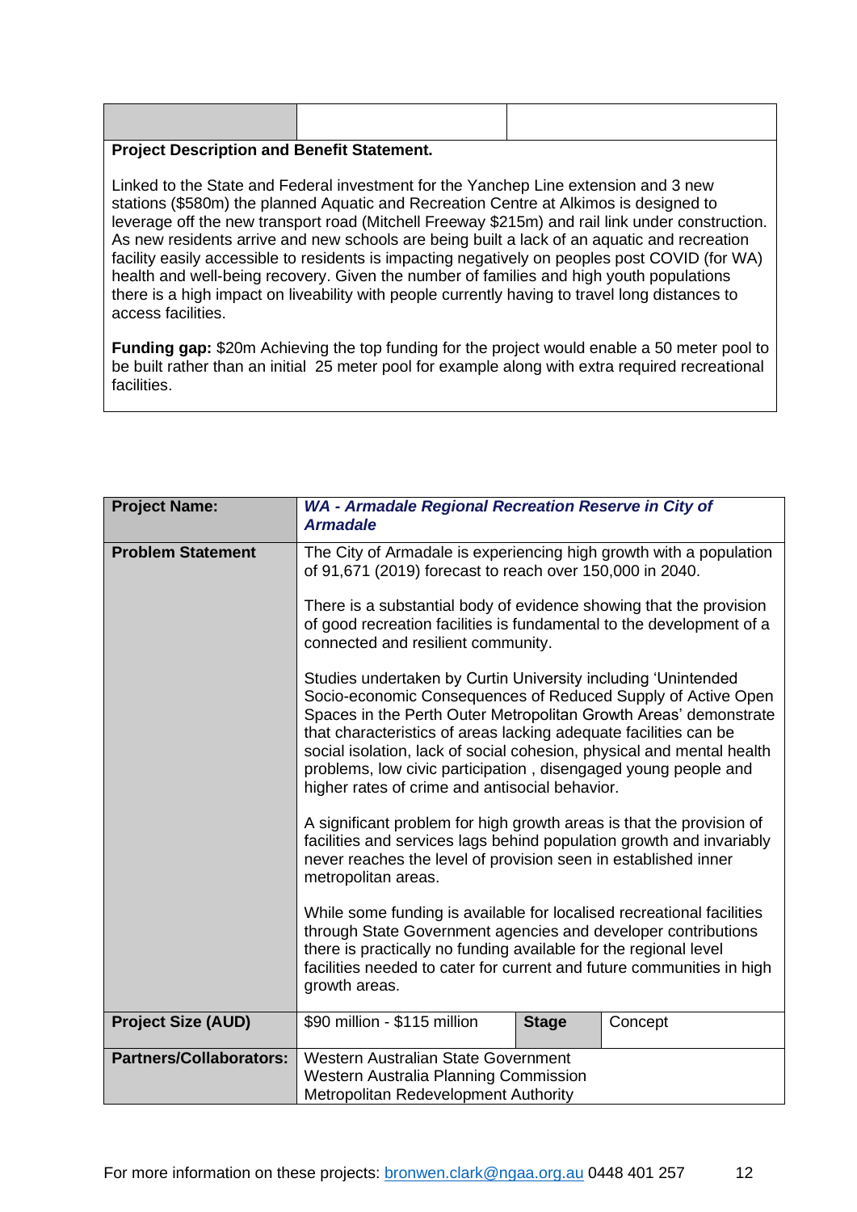| | | |
|---|---|---|
| | | |

**Project Description and Benefit Statement.**

Linked to the State and Federal investment for the Yanchep Line extension and 3 new stations ($580m) the planned Aquatic and Recreation Centre at Alkimos is designed to leverage off the new transport road (Mitchell Freeway $215m) and rail link under construction. As new residents arrive and new schools are being built a lack of an aquatic and recreation facility easily accessible to residents is impacting negatively on peoples post COVID (for WA) health and well-being recovery. Given the number of families and high youth populations there is a high impact on liveability with people currently having to travel long distances to access facilities.

**Funding gap:** $20m Achieving the top funding for the project would enable a 50 meter pool to be built rather than an initial 25 meter pool for example along with extra required recreational facilities.

| **Project Name:** | ***WA - Armadale Regional Recreation Reserve in City of Armadale*** | | |
|---|---|---|---|
| **Problem Statement** | The City of Armadale is experiencing high growth with a population of 91,671 (2019) forecast to reach over 150,000 in 2040.<br><br>There is a substantial body of evidence showing that the provision of good recreation facilities is fundamental to the development of a connected and resilient community.<br><br>Studies undertaken by Curtin University including 'Unintended Socio-economic Consequences of Reduced Supply of Active Open Spaces in the Perth Outer Metropolitan Growth Areas' demonstrate that characteristics of areas lacking adequate facilities can be social isolation, lack of social cohesion, physical and mental health problems, low civic participation , disengaged young people and higher rates of crime and antisocial behavior.<br><br>A significant problem for high growth areas is that the provision of facilities and services lags behind population growth and invariably never reaches the level of provision seen in established inner metropolitan areas.<br><br>While some funding is available for localised recreational facilities through State Government agencies and developer contributions there is practically no funding available for the regional level facilities needed to cater for current and future communities in high growth areas. | | |
| **Project Size (AUD)** | $90 million - $115 million | **Stage** | Concept |
| **Partners/Collaborators:** | Western Australian State Government<br>Western Australia Planning Commission<br>Metropolitan Redevelopment Authority | | |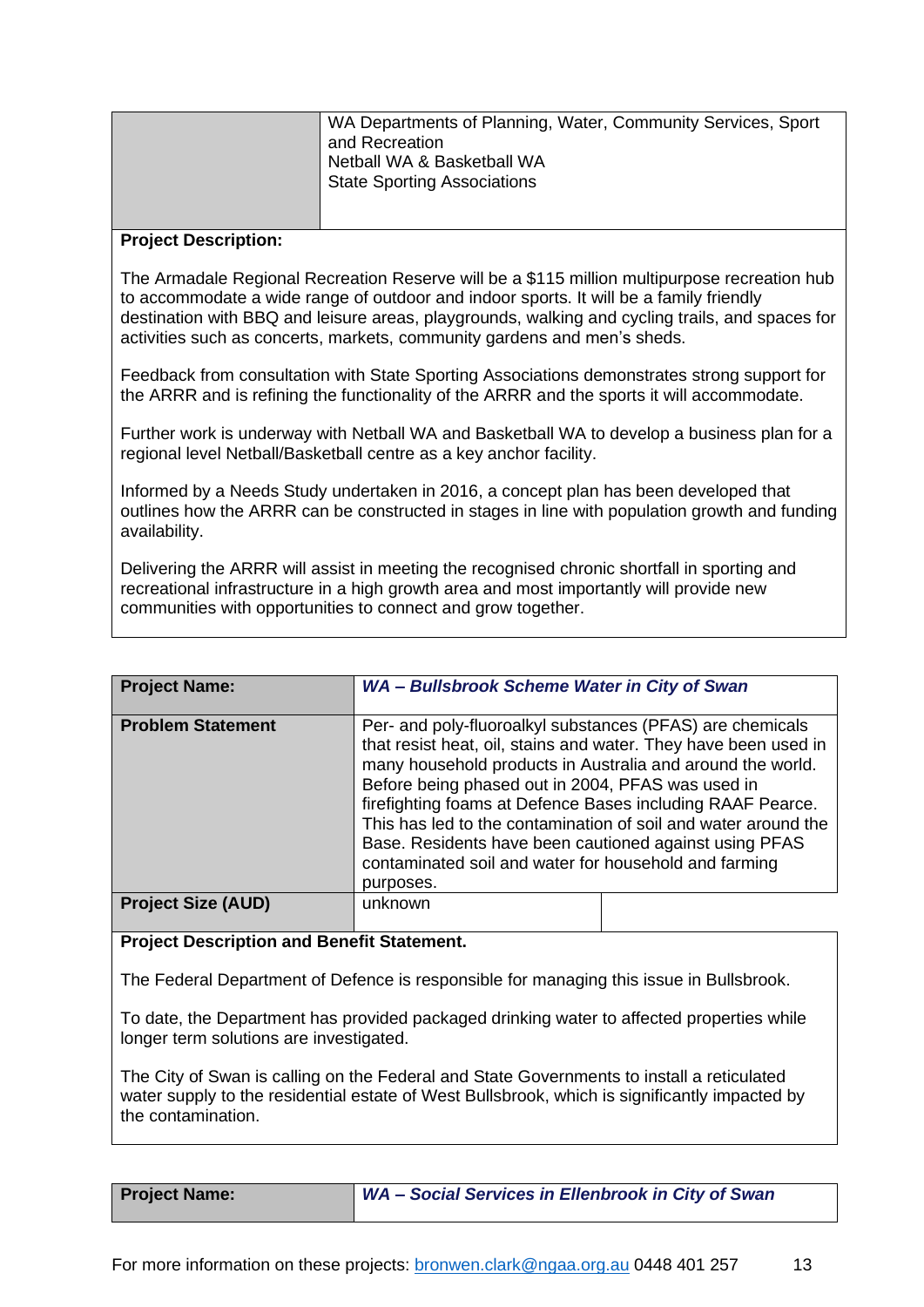| | |
|---|---|
| | WA Departments of Planning, Water, Community Services, Sport and Recreation<br>Netball WA & Basketball WA<br>State Sporting Associations |

**Project Description:**

The Armadale Regional Recreation Reserve will be a $115 million multipurpose recreation hub to accommodate a wide range of outdoor and indoor sports. It will be a family friendly destination with BBQ and leisure areas, playgrounds, walking and cycling trails, and spaces for activities such as concerts, markets, community gardens and men's sheds.

Feedback from consultation with State Sporting Associations demonstrates strong support for the ARRR and is refining the functionality of the ARRR and the sports it will accommodate.

Further work is underway with Netball WA and Basketball WA to develop a business plan for a regional level Netball/Basketball centre as a key anchor facility.

Informed by a Needs Study undertaken in 2016, a concept plan has been developed that outlines how the ARRR can be constructed in stages in line with population growth and funding availability.

Delivering the ARRR will assist in meeting the recognised chronic shortfall in sporting and recreational infrastructure in a high growth area and most importantly will provide new communities with opportunities to connect and grow together.

| **Project Name:** | ***WA – Bullsbrook Scheme Water in City of Swan*** |
|---|---|
| **Problem Statement** | Per- and poly-fluoroalkyl substances (PFAS) are chemicals that resist heat, oil, stains and water. They have been used in many household products in Australia and around the world. Before being phased out in 2004, PFAS was used in firefighting foams at Defence Bases including RAAF Pearce. This has led to the contamination of soil and water around the Base. Residents have been cautioned against using PFAS contaminated soil and water for household and farming purposes. |
| **Project Size (AUD)** | unknown |

**Project Description and Benefit Statement.**

The Federal Department of Defence is responsible for managing this issue in Bullsbrook.

To date, the Department has provided packaged drinking water to affected properties while longer term solutions are investigated.

The City of Swan is calling on the Federal and State Governments to install a reticulated water supply to the residential estate of West Bullsbrook, which is significantly impacted by the contamination.

| **Project Name:** | ***WA – Social Services in Ellenbrook in City of Swan*** |
|---|---|

For more information on these projects: bronwen.clark@ngaa.org.au 0448 401 257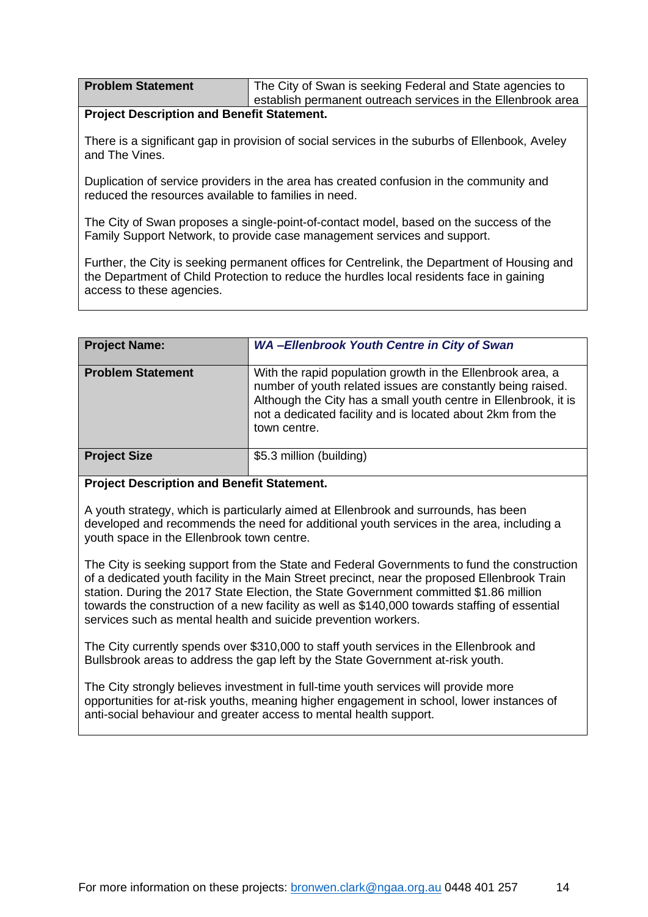| Problem Statement | The City of Swan is seeking Federal and State agencies to establish permanent outreach services in the Ellenbrook area |
|---|---|

**Project Description and Benefit Statement.**

There is a significant gap in provision of social services in the suburbs of Ellenbook, Aveley and The Vines.

Duplication of service providers in the area has created confusion in the community and reduced the resources available to families in need.

The City of Swan proposes a single-point-of-contact model, based on the success of the Family Support Network, to provide case management services and support.

Further, the City is seeking permanent offices for Centrelink, the Department of Housing and the Department of Child Protection to reduce the hurdles local residents face in gaining access to these agencies.

| Project Name: | ***WA –Ellenbrook Youth Centre in City of Swan*** |
|---|---|
| **Problem Statement** | With the rapid population growth in the Ellenbrook area, a number of youth related issues are constantly being raised. Although the City has a small youth centre in Ellenbrook, it is not a dedicated facility and is located about 2km from the town centre. |
| **Project Size** | $5.3 million (building) |

**Project Description and Benefit Statement.**

A youth strategy, which is particularly aimed at Ellenbrook and surrounds, has been developed and recommends the need for additional youth services in the area, including a youth space in the Ellenbrook town centre.

The City is seeking support from the State and Federal Governments to fund the construction of a dedicated youth facility in the Main Street precinct, near the proposed Ellenbrook Train station. During the 2017 State Election, the State Government committed $1.86 million towards the construction of a new facility as well as $140,000 towards staffing of essential services such as mental health and suicide prevention workers.

The City currently spends over $310,000 to staff youth services in the Ellenbrook and Bullsbrook areas to address the gap left by the State Government at-risk youth.

The City strongly believes investment in full-time youth services will provide more opportunities for at-risk youths, meaning higher engagement in school, lower instances of anti-social behaviour and greater access to mental health support.

For more information on these projects: bronwen.clark@ngaa.org.au 0448 401 257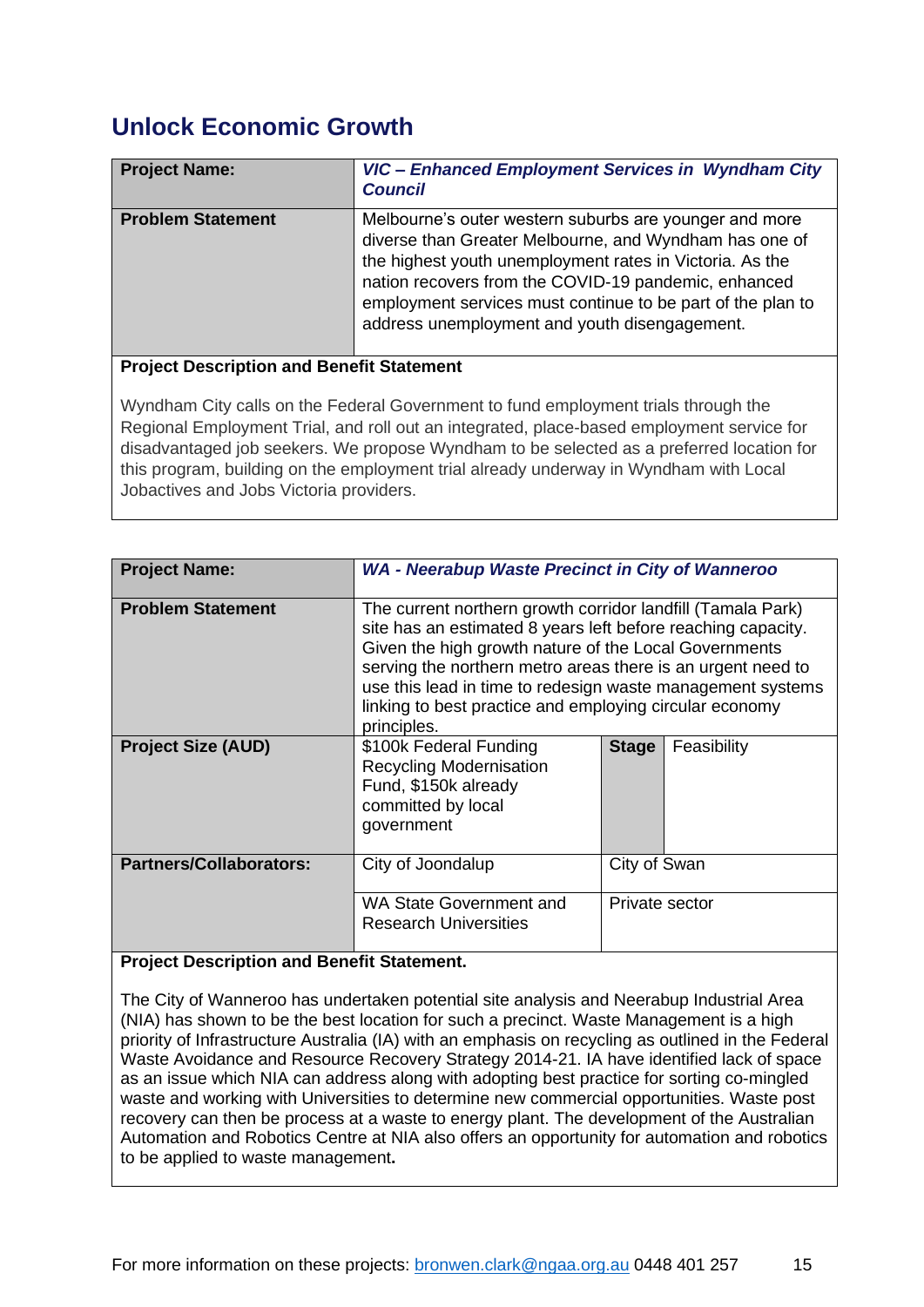## Unlock Economic Growth

| **Project Name:** | ***VIC – Enhanced Employment Services in Wyndham City Council*** |
|---|---|
| **Problem Statement** | Melbourne's outer western suburbs are younger and more diverse than Greater Melbourne, and Wyndham has one of the highest youth unemployment rates in Victoria. As the nation recovers from the COVID-19 pandemic, enhanced employment services must continue to be part of the plan to address unemployment and youth disengagement. |

**Project Description and Benefit Statement**

Wyndham City calls on the Federal Government to fund employment trials through the Regional Employment Trial, and roll out an integrated, place-based employment service for disadvantaged job seekers. We propose Wyndham to be selected as a preferred location for this program, building on the employment trial already underway in Wyndham with Local Jobactives and Jobs Victoria providers.

| **Project Name:** | ***WA - Neerabup Waste Precinct in City of Wanneroo*** | | |
|---|---|---|---|
| **Problem Statement** | The current northern growth corridor landfill (Tamala Park) site has an estimated 8 years left before reaching capacity. Given the high growth nature of the Local Governments serving the northern metro areas there is an urgent need to use this lead in time to redesign waste management systems linking to best practice and employing circular economy principles. | | |
| **Project Size (AUD)** | $100k Federal Funding Recycling Modernisation Fund, $150k already committed by local government | **Stage** | Feasibility |
| **Partners/Collaborators:** | City of Joondalup | City of Swan | |
| | WA State Government and Research Universities | Private sector | |

**Project Description and Benefit Statement.**

The City of Wanneroo has undertaken potential site analysis and Neerabup Industrial Area (NIA) has shown to be the best location for such a precinct. Waste Management is a high priority of Infrastructure Australia (IA) with an emphasis on recycling as outlined in the Federal Waste Avoidance and Resource Recovery Strategy 2014-21. IA have identified lack of space as an issue which NIA can address along with adopting best practice for sorting co-mingled waste and working with Universities to determine new commercial opportunities. Waste post recovery can then be process at a waste to energy plant. The development of the Australian Automation and Robotics Centre at NIA also offers an opportunity for automation and robotics to be applied to waste management.

For more information on these projects: bronwen.clark@ngaa.org.au 0448 401 257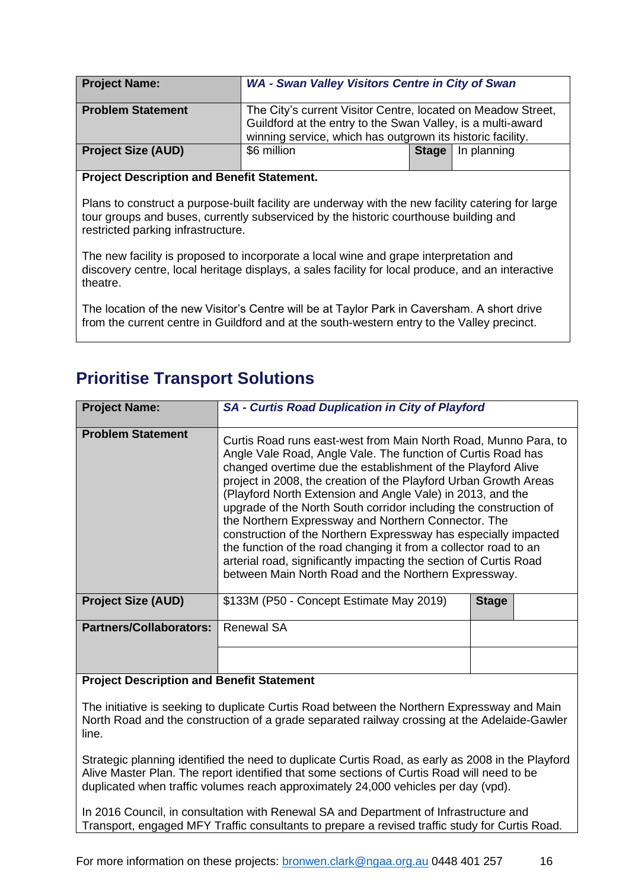| **Project Name:** | ***WA - Swan Valley Visitors Centre in City of Swan*** | | |
|---|---|---|---|
| **Problem Statement** | The City's current Visitor Centre, located on Meadow Street, Guildford at the entry to the Swan Valley, is a multi-award winning service, which has outgrown its historic facility. | | |
| **Project Size (AUD)** | $6 million | **Stage** | In planning |

**Project Description and Benefit Statement.**

Plans to construct a purpose-built facility are underway with the new facility catering for large tour groups and buses, currently subserviced by the historic courthouse building and restricted parking infrastructure.

The new facility is proposed to incorporate a local wine and grape interpretation and discovery centre, local heritage displays, a sales facility for local produce, and an interactive theatre.

The location of the new Visitor's Centre will be at Taylor Park in Caversham. A short drive from the current centre in Guildford and at the south-western entry to the Valley precinct.

## Prioritise Transport Solutions

| **Project Name:** | ***SA - Curtis Road Duplication in City of Playford*** | | |
|---|---|---|---|
| **Problem Statement** | Curtis Road runs east-west from Main North Road, Munno Para, to Angle Vale Road, Angle Vale. The function of Curtis Road has changed overtime due the establishment of the Playford Alive project in 2008, the creation of the Playford Urban Growth Areas (Playford North Extension and Angle Vale) in 2013, and the upgrade of the North South corridor including the construction of the Northern Expressway and Northern Connector. The construction of the Northern Expressway has especially impacted the function of the road changing it from a collector road to an arterial road, significantly impacting the section of Curtis Road between Main North Road and the Northern Expressway. | | |
| **Project Size (AUD)** | $133M (P50 - Concept Estimate May 2019) | **Stage** | |
| **Partners/Collaborators:** | Renewal SA | | |
| | | | |

**Project Description and Benefit Statement**

The initiative is seeking to duplicate Curtis Road between the Northern Expressway and Main North Road and the construction of a grade separated railway crossing at the Adelaide-Gawler line.

Strategic planning identified the need to duplicate Curtis Road, as early as 2008 in the Playford Alive Master Plan. The report identified that some sections of Curtis Road will need to be duplicated when traffic volumes reach approximately 24,000 vehicles per day (vpd).

In 2016 Council, in consultation with Renewal SA and Department of Infrastructure and Transport, engaged MFY Traffic consultants to prepare a revised traffic study for Curtis Road.

For more information on these projects: bronwen.clark@ngaa.org.au 0448 401 257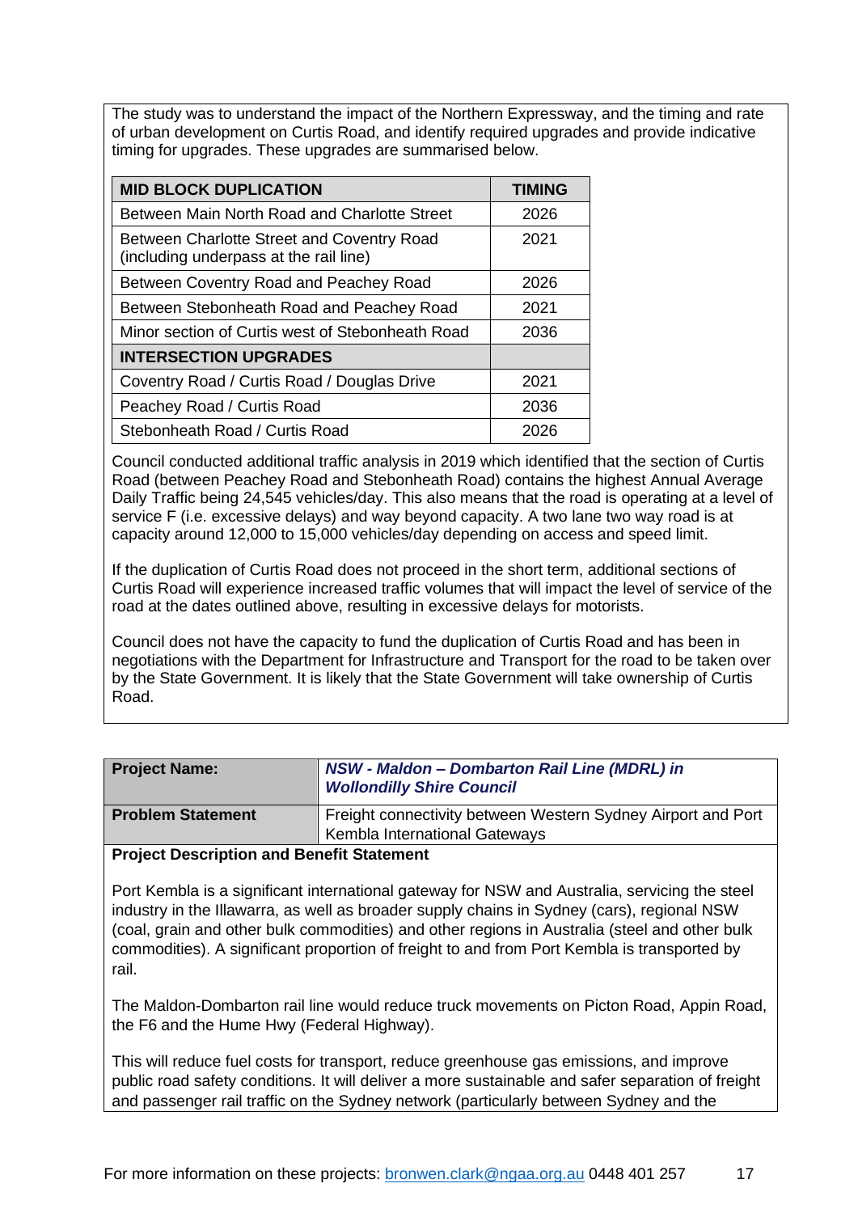The study was to understand the impact of the Northern Expressway, and the timing and rate of urban development on Curtis Road, and identify required upgrades and provide indicative timing for upgrades. These upgrades are summarised below.

| MID BLOCK DUPLICATION | TIMING |
|---|---|
| Between Main North Road and Charlotte Street | 2026 |
| Between Charlotte Street and Coventry Road (including underpass at the rail line) | 2021 |
| Between Coventry Road and Peachey Road | 2026 |
| Between Stebonheath Road and Peachey Road | 2021 |
| Minor section of Curtis west of Stebonheath Road | 2036 |
| **INTERSECTION UPGRADES** | |
| Coventry Road / Curtis Road / Douglas Drive | 2021 |
| Peachey Road / Curtis Road | 2036 |
| Stebonheath Road / Curtis Road | 2026 |

Council conducted additional traffic analysis in 2019 which identified that the section of Curtis Road (between Peachey Road and Stebonheath Road) contains the highest Annual Average Daily Traffic being 24,545 vehicles/day. This also means that the road is operating at a level of service F (i.e. excessive delays) and way beyond capacity. A two lane two way road is at capacity around 12,000 to 15,000 vehicles/day depending on access and speed limit.

If the duplication of Curtis Road does not proceed in the short term, additional sections of Curtis Road will experience increased traffic volumes that will impact the level of service of the road at the dates outlined above, resulting in excessive delays for motorists.

Council does not have the capacity to fund the duplication of Curtis Road and has been in negotiations with the Department for Infrastructure and Transport for the road to be taken over by the State Government. It is likely that the State Government will take ownership of Curtis Road.

| **Project Name:** | ***NSW - Maldon – Dombarton Rail Line (MDRL) in Wollondilly Shire Council*** |
|---|---|
| **Problem Statement** | Freight connectivity between Western Sydney Airport and Port Kembla International Gateways |

**Project Description and Benefit Statement**

Port Kembla is a significant international gateway for NSW and Australia, servicing the steel industry in the Illawarra, as well as broader supply chains in Sydney (cars), regional NSW (coal, grain and other bulk commodities) and other regions in Australia (steel and other bulk commodities). A significant proportion of freight to and from Port Kembla is transported by rail.

The Maldon-Dombarton rail line would reduce truck movements on Picton Road, Appin Road, the F6 and the Hume Hwy (Federal Highway).

This will reduce fuel costs for transport, reduce greenhouse gas emissions, and improve public road safety conditions. It will deliver a more sustainable and safer separation of freight and passenger rail traffic on the Sydney network (particularly between Sydney and the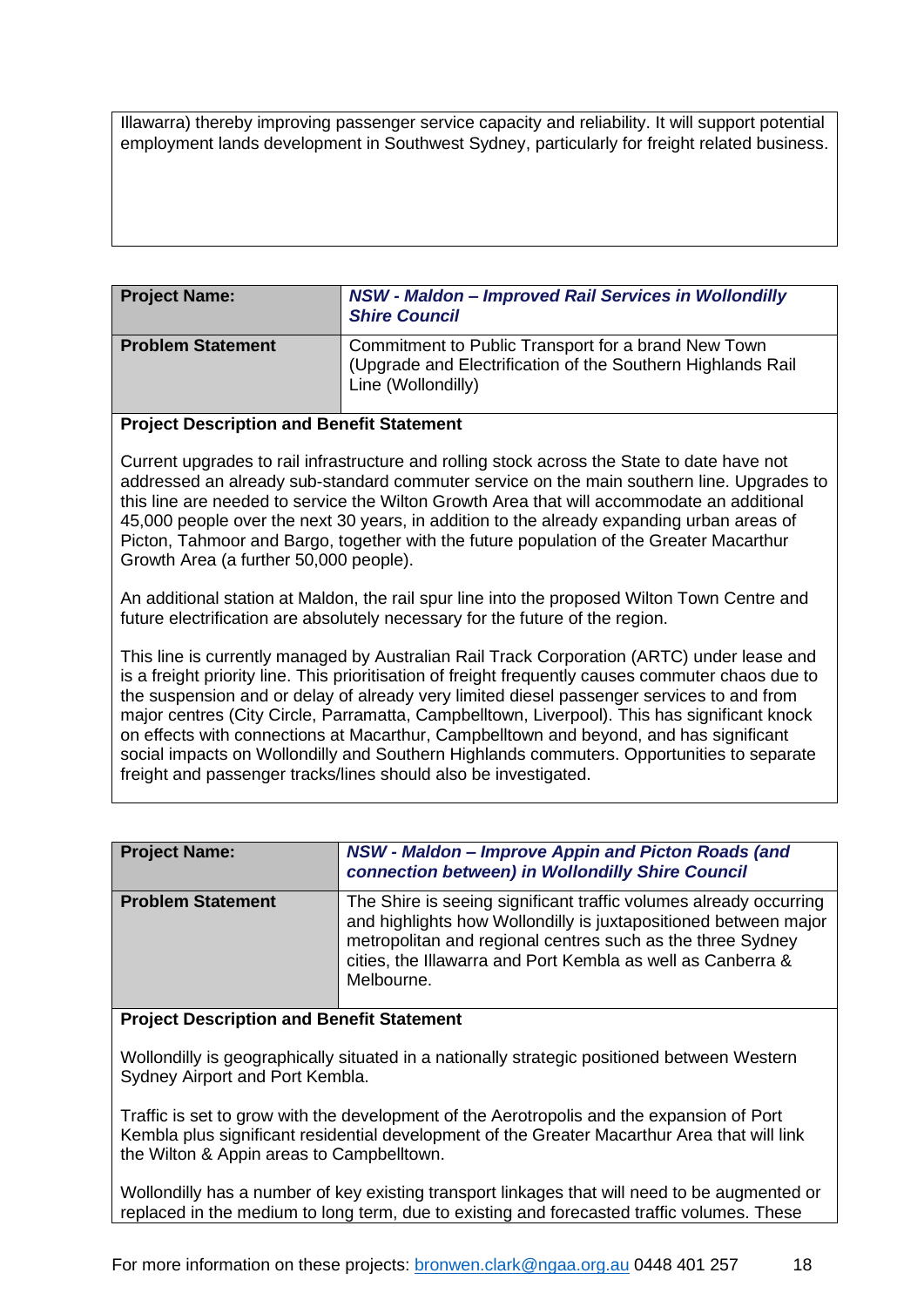Illawarra) thereby improving passenger service capacity and reliability. It will support potential employment lands development in Southwest Sydney, particularly for freight related business.

| **Project Name:** | ***NSW - Maldon – Improved Rail Services in Wollondilly Shire Council*** |
| --- | --- |
| **Problem Statement** | Commitment to Public Transport for a brand New Town (Upgrade and Electrification of the Southern Highlands Rail Line (Wollondilly) |

**Project Description and Benefit Statement**

Current upgrades to rail infrastructure and rolling stock across the State to date have not addressed an already sub-standard commuter service on the main southern line. Upgrades to this line are needed to service the Wilton Growth Area that will accommodate an additional 45,000 people over the next 30 years, in addition to the already expanding urban areas of Picton, Tahmoor and Bargo, together with the future population of the Greater Macarthur Growth Area (a further 50,000 people).

An additional station at Maldon, the rail spur line into the proposed Wilton Town Centre and future electrification are absolutely necessary for the future of the region.

This line is currently managed by Australian Rail Track Corporation (ARTC) under lease and is a freight priority line. This prioritisation of freight frequently causes commuter chaos due to the suspension and or delay of already very limited diesel passenger services to and from major centres (City Circle, Parramatta, Campbelltown, Liverpool). This has significant knock on effects with connections at Macarthur, Campbelltown and beyond, and has significant social impacts on Wollondilly and Southern Highlands commuters. Opportunities to separate freight and passenger tracks/lines should also be investigated.

| **Project Name:** | ***NSW - Maldon – Improve Appin and Picton Roads (and connection between) in Wollondilly Shire Council*** |
| --- | --- |
| **Problem Statement** | The Shire is seeing significant traffic volumes already occurring and highlights how Wollondilly is juxtapositioned between major metropolitan and regional centres such as the three Sydney cities, the Illawarra and Port Kembla as well as Canberra & Melbourne. |

**Project Description and Benefit Statement**

Wollondilly is geographically situated in a nationally strategic positioned between Western Sydney Airport and Port Kembla.

Traffic is set to grow with the development of the Aerotropolis and the expansion of Port Kembla plus significant residential development of the Greater Macarthur Area that will link the Wilton & Appin areas to Campbelltown.

Wollondilly has a number of key existing transport linkages that will need to be augmented or replaced in the medium to long term, due to existing and forecasted traffic volumes. These

For more information on these projects: bronwen.clark@ngaa.org.au 0448 401 257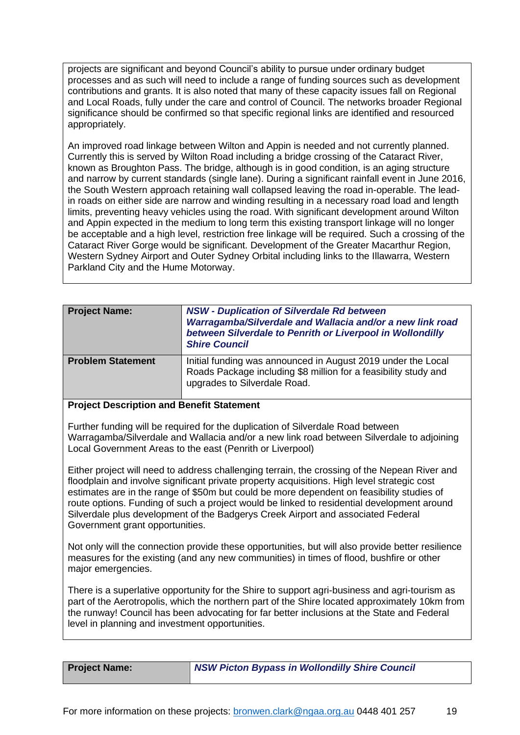projects are significant and beyond Council's ability to pursue under ordinary budget processes and as such will need to include a range of funding sources such as development contributions and grants. It is also noted that many of these capacity issues fall on Regional and Local Roads, fully under the care and control of Council. The networks broader Regional significance should be confirmed so that specific regional links are identified and resourced appropriately.

An improved road linkage between Wilton and Appin is needed and not currently planned. Currently this is served by Wilton Road including a bridge crossing of the Cataract River, known as Broughton Pass. The bridge, although is in good condition, is an aging structure and narrow by current standards (single lane). During a significant rainfall event in June 2016, the South Western approach retaining wall collapsed leaving the road in-operable. The lead-in roads on either side are narrow and winding resulting in a necessary road load and length limits, preventing heavy vehicles using the road. With significant development around Wilton and Appin expected in the medium to long term this existing transport linkage will no longer be acceptable and a high level, restriction free linkage will be required. Such a crossing of the Cataract River Gorge would be significant. Development of the Greater Macarthur Region, Western Sydney Airport and Outer Sydney Orbital including links to the Illawarra, Western Parkland City and the Hume Motorway.

| **Project Name:** | ***NSW - Duplication of Silverdale Rd between Warragamba/Silverdale and Wallacia and/or a new link road between Silverdale to Penrith or Liverpool in Wollondilly Shire Council*** |
|---|---|
| **Problem Statement** | Initial funding was announced in August 2019 under the Local Roads Package including $8 million for a feasibility study and upgrades to Silverdale Road. |

**Project Description and Benefit Statement**

Further funding will be required for the duplication of Silverdale Road between Warragamba/Silverdale and Wallacia and/or a new link road between Silverdale to adjoining Local Government Areas to the east (Penrith or Liverpool)

Either project will need to address challenging terrain, the crossing of the Nepean River and floodplain and involve significant private property acquisitions. High level strategic cost estimates are in the range of $50m but could be more dependent on feasibility studies of route options. Funding of such a project would be linked to residential development around Silverdale plus development of the Badgerys Creek Airport and associated Federal Government grant opportunities.

Not only will the connection provide these opportunities, but will also provide better resilience measures for the existing (and any new communities) in times of flood, bushfire or other major emergencies.

There is a superlative opportunity for the Shire to support agri-business and agri-tourism as part of the Aerotropolis, which the northern part of the Shire located approximately 10km from the runway! Council has been advocating for far better inclusions at the State and Federal level in planning and investment opportunities.

| **Project Name:** | ***NSW Picton Bypass in Wollondilly Shire Council*** |
|---|---|

For more information on these projects: bronwen.clark@ngaa.org.au 0448 401 257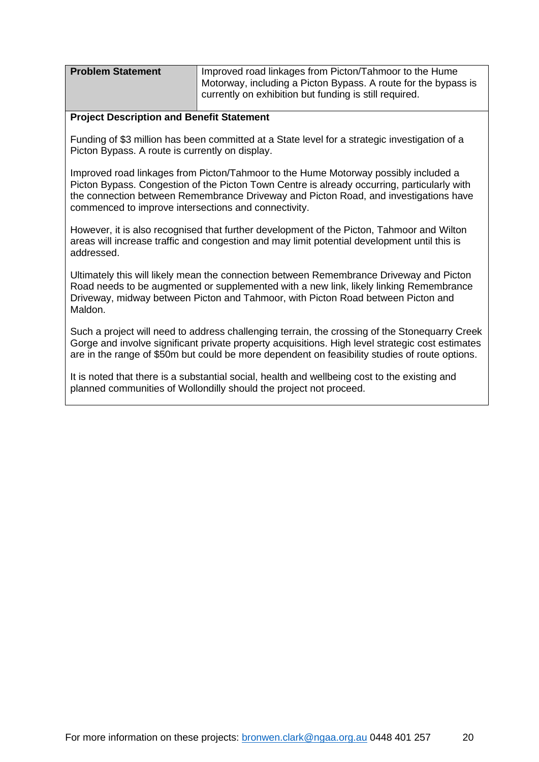| **Problem Statement** | Improved road linkages from Picton/Tahmoor to the Hume Motorway, including a Picton Bypass. A route for the bypass is currently on exhibition but funding is still required. |
|---|---|

**Project Description and Benefit Statement**

Funding of $3 million has been committed at a State level for a strategic investigation of a Picton Bypass. A route is currently on display.

Improved road linkages from Picton/Tahmoor to the Hume Motorway possibly included a Picton Bypass. Congestion of the Picton Town Centre is already occurring, particularly with the connection between Remembrance Driveway and Picton Road, and investigations have commenced to improve intersections and connectivity.

However, it is also recognised that further development of the Picton, Tahmoor and Wilton areas will increase traffic and congestion and may limit potential development until this is addressed.

Ultimately this will likely mean the connection between Remembrance Driveway and Picton Road needs to be augmented or supplemented with a new link, likely linking Remembrance Driveway, midway between Picton and Tahmoor, with Picton Road between Picton and Maldon.

Such a project will need to address challenging terrain, the crossing of the Stonequarry Creek Gorge and involve significant private property acquisitions. High level strategic cost estimates are in the range of $50m but could be more dependent on feasibility studies of route options.

It is noted that there is a substantial social, health and wellbeing cost to the existing and planned communities of Wollondilly should the project not proceed.

For more information on these projects: bronwen.clark@ngaa.org.au 0448 401 257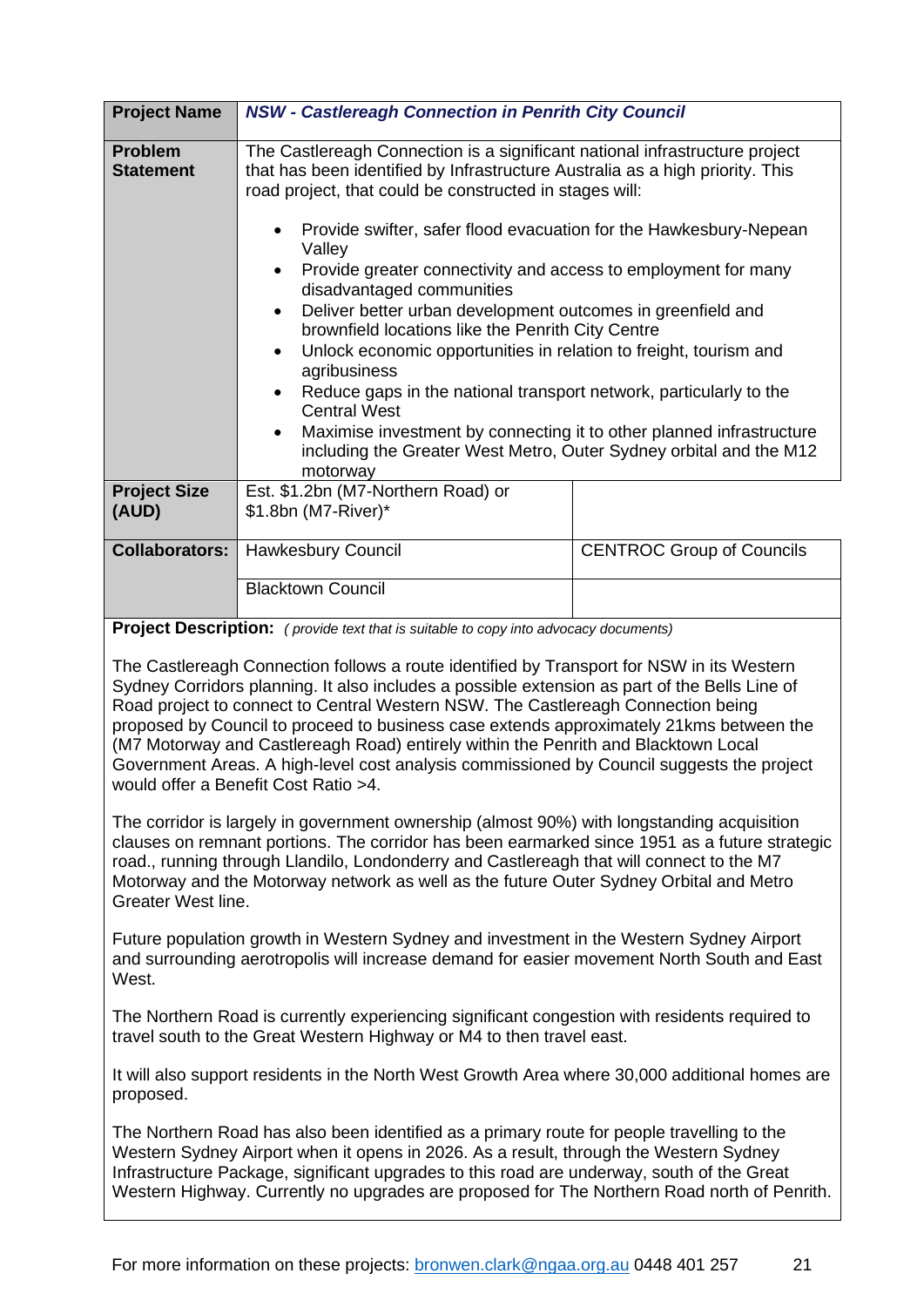| Project Name | *NSW - Castlereagh Connection in Penrith City Council* | |
|---|---|---|
| **Problem Statement** | The Castlereagh Connection is a significant national infrastructure project that has been identified by Infrastructure Australia as a high priority. This road project, that could be constructed in stages will:<br><br>• Provide swifter, safer flood evacuation for the Hawkesbury-Nepean Valley<br>• Provide greater connectivity and access to employment for many disadvantaged communities<br>• Deliver better urban development outcomes in greenfield and brownfield locations like the Penrith City Centre<br>• Unlock economic opportunities in relation to freight, tourism and agribusiness<br>• Reduce gaps in the national transport network, particularly to the Central West<br>• Maximise investment by connecting it to other planned infrastructure including the Greater West Metro, Outer Sydney orbital and the M12 motorway | |
| **Project Size (AUD)** | Est. $1.2bn (M7-Northern Road) or $1.8bn (M7-River)* | |
| **Collaborators:** | Hawkesbury Council | CENTROC Group of Councils |
| | Blacktown Council | |

**Project Description:** *( provide text that is suitable to copy into advocacy documents)*

The Castlereagh Connection follows a route identified by Transport for NSW in its Western Sydney Corridors planning. It also includes a possible extension as part of the Bells Line of Road project to connect to Central Western NSW. The Castlereagh Connection being proposed by Council to proceed to business case extends approximately 21kms between the (M7 Motorway and Castlereagh Road) entirely within the Penrith and Blacktown Local Government Areas. A high-level cost analysis commissioned by Council suggests the project would offer a Benefit Cost Ratio >4.

The corridor is largely in government ownership (almost 90%) with longstanding acquisition clauses on remnant portions. The corridor has been earmarked since 1951 as a future strategic road., running through Llandilo, Londonderry and Castlereagh that will connect to the M7 Motorway and the Motorway network as well as the future Outer Sydney Orbital and Metro Greater West line.

Future population growth in Western Sydney and investment in the Western Sydney Airport and surrounding aerotropolis will increase demand for easier movement North South and East West.

The Northern Road is currently experiencing significant congestion with residents required to travel south to the Great Western Highway or M4 to then travel east.

It will also support residents in the North West Growth Area where 30,000 additional homes are proposed.

The Northern Road has also been identified as a primary route for people travelling to the Western Sydney Airport when it opens in 2026. As a result, through the Western Sydney Infrastructure Package, significant upgrades to this road are underway, south of the Great Western Highway. Currently no upgrades are proposed for The Northern Road north of Penrith.

For more information on these projects: bronwen.clark@ngaa.org.au 0448 401 257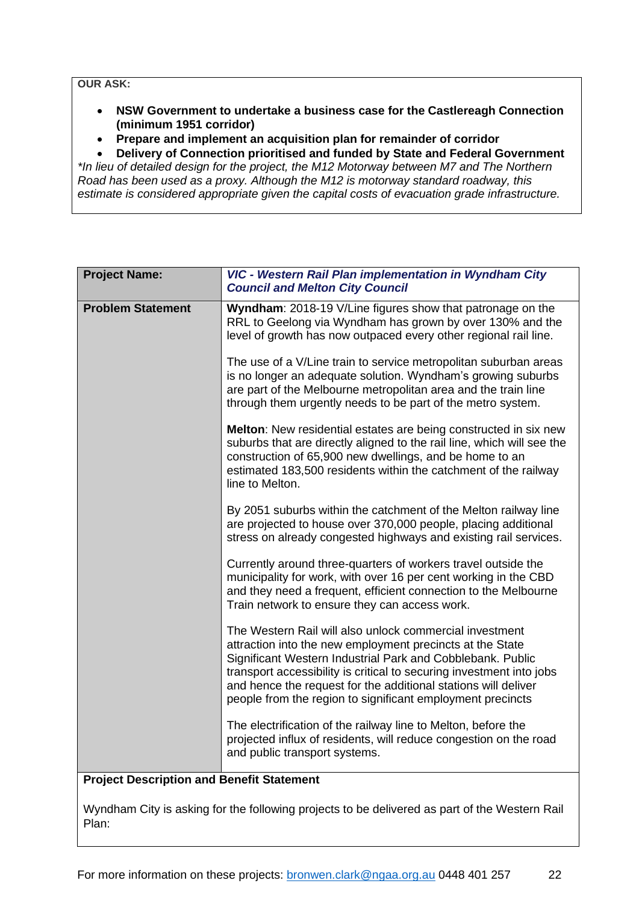**OUR ASK:**

- **NSW Government to undertake a business case for the Castlereagh Connection (minimum 1951 corridor)**
- **Prepare and implement an acquisition plan for remainder of corridor**
- **Delivery of Connection prioritised and funded by State and Federal Government**

*\*In lieu of detailed design for the project, the M12 Motorway between M7 and The Northern Road has been used as a proxy. Although the M12 is motorway standard roadway, this estimate is considered appropriate given the capital costs of evacuation grade infrastructure.*

| **Project Name:** | ***VIC - Western Rail Plan implementation in Wyndham City Council and Melton City Council*** |
|---|---|
| **Problem Statement** | **Wyndham**: 2018-19 V/Line figures show that patronage on the RRL to Geelong via Wyndham has grown by over 130% and the level of growth has now outpaced every other regional rail line.<br><br>The use of a V/Line train to service metropolitan suburban areas is no longer an adequate solution. Wyndham's growing suburbs are part of the Melbourne metropolitan area and the train line through them urgently needs to be part of the metro system.<br><br>**Melton**: New residential estates are being constructed in six new suburbs that are directly aligned to the rail line, which will see the construction of 65,900 new dwellings, and be home to an estimated 183,500 residents within the catchment of the railway line to Melton.<br><br>By 2051 suburbs within the catchment of the Melton railway line are projected to house over 370,000 people, placing additional stress on already congested highways and existing rail services.<br><br>Currently around three-quarters of workers travel outside the municipality for work, with over 16 per cent working in the CBD and they need a frequent, efficient connection to the Melbourne Train network to ensure they can access work.<br><br>The Western Rail will also unlock commercial investment attraction into the new employment precincts at the State Significant Western Industrial Park and Cobblebank. Public transport accessibility is critical to securing investment into jobs and hence the request for the additional stations will deliver people from the region to significant employment precincts<br><br>The electrification of the railway line to Melton, before the projected influx of residents, will reduce congestion on the road and public transport systems. |
| **Project Description and Benefit Statement** | |

Wyndham City is asking for the following projects to be delivered as part of the Western Rail Plan: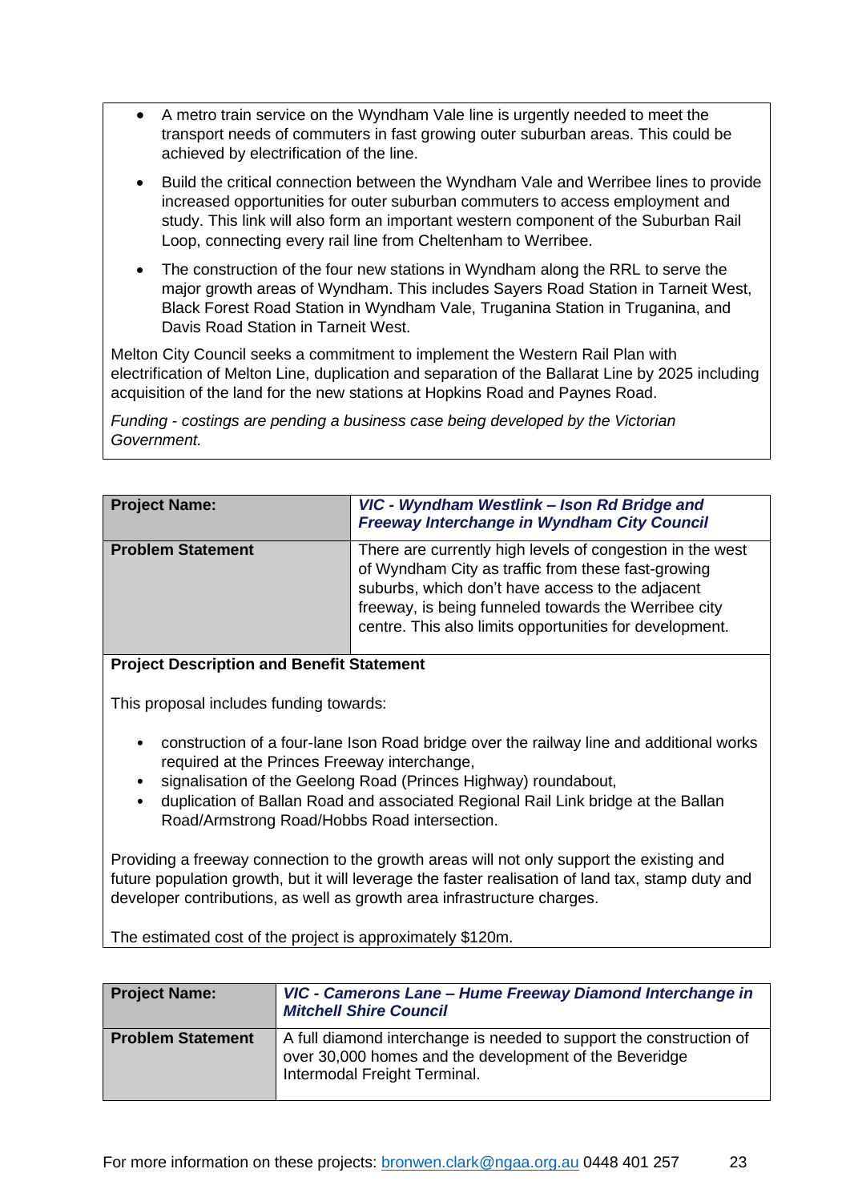- A metro train service on the Wyndham Vale line is urgently needed to meet the transport needs of commuters in fast growing outer suburban areas. This could be achieved by electrification of the line.
- Build the critical connection between the Wyndham Vale and Werribee lines to provide increased opportunities for outer suburban commuters to access employment and study. This link will also form an important western component of the Suburban Rail Loop, connecting every rail line from Cheltenham to Werribee.
- The construction of the four new stations in Wyndham along the RRL to serve the major growth areas of Wyndham. This includes Sayers Road Station in Tarneit West, Black Forest Road Station in Wyndham Vale, Truganina Station in Truganina, and Davis Road Station in Tarneit West.

Melton City Council seeks a commitment to implement the Western Rail Plan with electrification of Melton Line, duplication and separation of the Ballarat Line by 2025 including acquisition of the land for the new stations at Hopkins Road and Paynes Road.

*Funding - costings are pending a business case being developed by the Victorian Government.*

| **Project Name:** | ***VIC - Wyndham Westlink – Ison Rd Bridge and Freeway Interchange in Wyndham City Council*** |
|---|---|
| **Problem Statement** | There are currently high levels of congestion in the west of Wyndham City as traffic from these fast-growing suburbs, which don't have access to the adjacent freeway, is being funneled towards the Werribee city centre. This also limits opportunities for development. |

**Project Description and Benefit Statement**

This proposal includes funding towards:

- construction of a four-lane Ison Road bridge over the railway line and additional works required at the Princes Freeway interchange,
- signalisation of the Geelong Road (Princes Highway) roundabout,
- duplication of Ballan Road and associated Regional Rail Link bridge at the Ballan Road/Armstrong Road/Hobbs Road intersection.

Providing a freeway connection to the growth areas will not only support the existing and future population growth, but it will leverage the faster realisation of land tax, stamp duty and developer contributions, as well as growth area infrastructure charges.

The estimated cost of the project is approximately $120m.

| **Project Name:** | ***VIC - Camerons Lane – Hume Freeway Diamond Interchange in Mitchell Shire Council*** |
|---|---|
| **Problem Statement** | A full diamond interchange is needed to support the construction of over 30,000 homes and the development of the Beveridge Intermodal Freight Terminal. |

For more information on these projects: bronwen.clark@ngaa.org.au 0448 401 257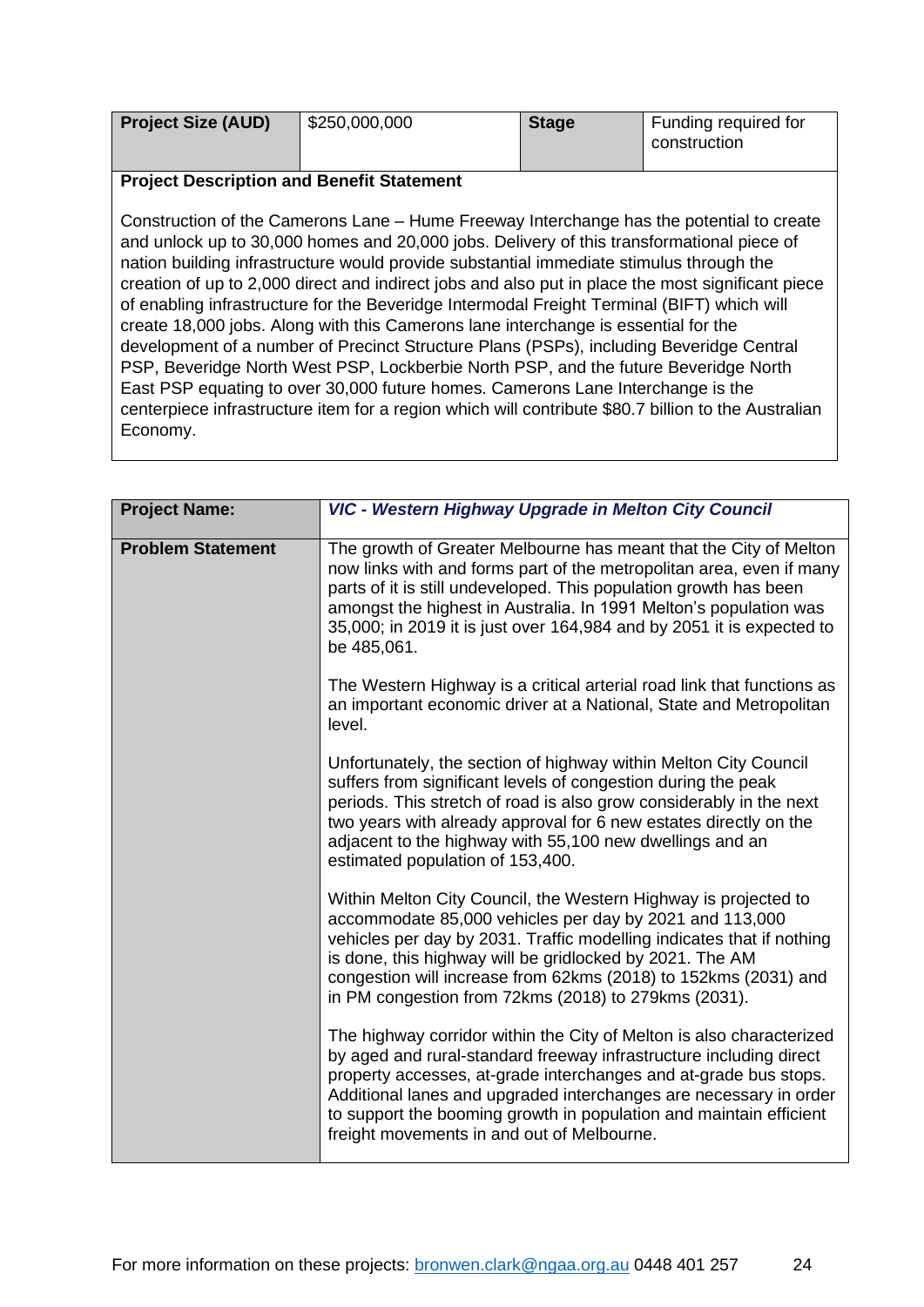| **Project Size (AUD)** | $250,000,000 | **Stage** | Funding required for construction |
|---|---|---|---|

**Project Description and Benefit Statement**

Construction of the Camerons Lane – Hume Freeway Interchange has the potential to create and unlock up to 30,000 homes and 20,000 jobs. Delivery of this transformational piece of nation building infrastructure would provide substantial immediate stimulus through the creation of up to 2,000 direct and indirect jobs and also put in place the most significant piece of enabling infrastructure for the Beveridge Intermodal Freight Terminal (BIFT) which will create 18,000 jobs. Along with this Camerons lane interchange is essential for the development of a number of Precinct Structure Plans (PSPs), including Beveridge Central PSP, Beveridge North West PSP, Lockberbie North PSP, and the future Beveridge North East PSP equating to over 30,000 future homes. Camerons Lane Interchange is the centerpiece infrastructure item for a region which will contribute $80.7 billion to the Australian Economy.

| **Project Name:** | ***VIC - Western Highway Upgrade in Melton City Council*** |
|---|---|
| **Problem Statement** | The growth of Greater Melbourne has meant that the City of Melton now links with and forms part of the metropolitan area, even if many parts of it is still undeveloped. This population growth has been amongst the highest in Australia. In 1991 Melton's population was 35,000; in 2019 it is just over 164,984 and by 2051 it is expected to be 485,061.<br><br>The Western Highway is a critical arterial road link that functions as an important economic driver at a National, State and Metropolitan level.<br><br>Unfortunately, the section of highway within Melton City Council suffers from significant levels of congestion during the peak periods. This stretch of road is also grow considerably in the next two years with already approval for 6 new estates directly on the adjacent to the highway with 55,100 new dwellings and an estimated population of 153,400.<br><br>Within Melton City Council, the Western Highway is projected to accommodate 85,000 vehicles per day by 2021 and 113,000 vehicles per day by 2031. Traffic modelling indicates that if nothing is done, this highway will be gridlocked by 2021. The AM congestion will increase from 62kms (2018) to 152kms (2031) and in PM congestion from 72kms (2018) to 279kms (2031).<br><br>The highway corridor within the City of Melton is also characterized by aged and rural-standard freeway infrastructure including direct property accesses, at-grade interchanges and at-grade bus stops. Additional lanes and upgraded interchanges are necessary in order to support the booming growth in population and maintain efficient freight movements in and out of Melbourne. |

For more information on these projects: bronwen.clark@ngaa.org.au 0448 401 257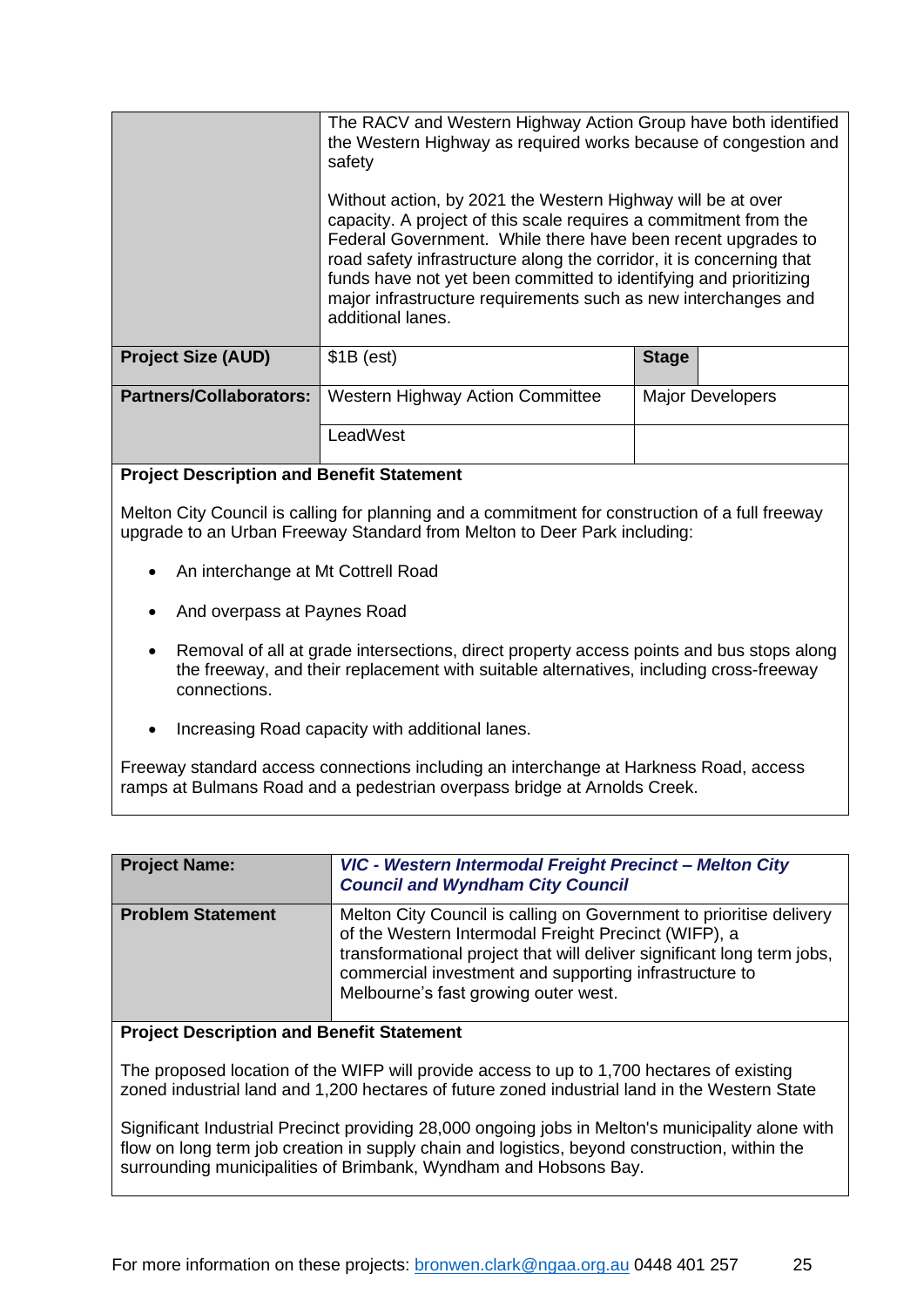| | | | |
|---|---|---|---|
| | The RACV and Western Highway Action Group have both identified the Western Highway as required works because of congestion and safety<br><br>Without action, by 2021 the Western Highway will be at over capacity. A project of this scale requires a commitment from the Federal Government. While there have been recent upgrades to road safety infrastructure along the corridor, it is concerning that funds have not yet been committed to identifying and prioritizing major infrastructure requirements such as new interchanges and additional lanes. | | |
| **Project Size (AUD)** | $1B (est) | **Stage** | |
| **Partners/Collaborators:** | Western Highway Action Committee | Major Developers | |
| | LeadWest | | |

**Project Description and Benefit Statement**

Melton City Council is calling for planning and a commitment for construction of a full freeway upgrade to an Urban Freeway Standard from Melton to Deer Park including:

- An interchange at Mt Cottrell Road
- And overpass at Paynes Road
- Removal of all at grade intersections, direct property access points and bus stops along the freeway, and their replacement with suitable alternatives, including cross-freeway connections.
- Increasing Road capacity with additional lanes.

Freeway standard access connections including an interchange at Harkness Road, access ramps at Bulmans Road and a pedestrian overpass bridge at Arnolds Creek.

| | |
|---|---|
| **Project Name:** | ***VIC - Western Intermodal Freight Precinct – Melton City Council and Wyndham City Council*** |
| **Problem Statement** | Melton City Council is calling on Government to prioritise delivery of the Western Intermodal Freight Precinct (WIFP), a transformational project that will deliver significant long term jobs, commercial investment and supporting infrastructure to Melbourne's fast growing outer west. |

**Project Description and Benefit Statement**

The proposed location of the WIFP will provide access to up to 1,700 hectares of existing zoned industrial land and 1,200 hectares of future zoned industrial land in the Western State

Significant Industrial Precinct providing 28,000 ongoing jobs in Melton's municipality alone with flow on long term job creation in supply chain and logistics, beyond construction, within the surrounding municipalities of Brimbank, Wyndham and Hobsons Bay.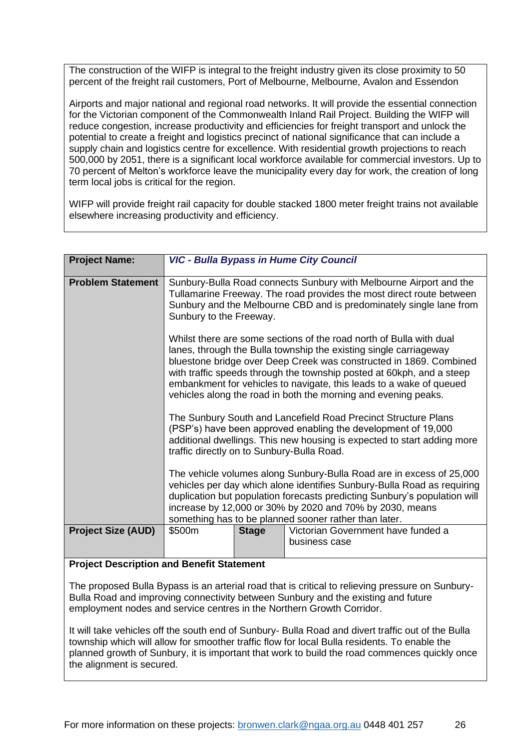The construction of the WIFP is integral to the freight industry given its close proximity to 50 percent of the freight rail customers, Port of Melbourne, Melbourne, Avalon and Essendon

Airports and major national and regional road networks. It will provide the essential connection for the Victorian component of the Commonwealth Inland Rail Project. Building the WIFP will reduce congestion, increase productivity and efficiencies for freight transport and unlock the potential to create a freight and logistics precinct of national significance that can include a supply chain and logistics centre for excellence. With residential growth projections to reach 500,000 by 2051, there is a significant local workforce available for commercial investors. Up to 70 percent of Melton's workforce leave the municipality every day for work, the creation of long term local jobs is critical for the region.

WIFP will provide freight rail capacity for double stacked 1800 meter freight trains not available elsewhere increasing productivity and efficiency.

| **Project Name:** | ***VIC - Bulla Bypass in Hume City Council*** | | |
|---|---|---|---|
| **Problem Statement** | Sunbury-Bulla Road connects Sunbury with Melbourne Airport and the Tullamarine Freeway. The road provides the most direct route between Sunbury and the Melbourne CBD and is predominately single lane from Sunbury to the Freeway.<br><br>Whilst there are some sections of the road north of Bulla with dual lanes, through the Bulla township the existing single carriageway bluestone bridge over Deep Creek was constructed in 1869. Combined with traffic speeds through the township posted at 60kph, and a steep embankment for vehicles to navigate, this leads to a wake of queued vehicles along the road in both the morning and evening peaks.<br><br>The Sunbury South and Lancefield Road Precinct Structure Plans (PSP's) have been approved enabling the development of 19,000 additional dwellings. This new housing is expected to start adding more traffic directly on to Sunbury-Bulla Road.<br><br>The vehicle volumes along Sunbury-Bulla Road are in excess of 25,000 vehicles per day which alone identifies Sunbury-Bulla Road as requiring duplication but population forecasts predicting Sunbury's population will increase by 12,000 or 30% by 2020 and 70% by 2030, means something has to be planned sooner rather than later. | | |
| **Project Size (AUD)** | $500m | **Stage** | Victorian Government have funded a business case |

**Project Description and Benefit Statement**

The proposed Bulla Bypass is an arterial road that is critical to relieving pressure on Sunbury-Bulla Road and improving connectivity between Sunbury and the existing and future employment nodes and service centres in the Northern Growth Corridor.

It will take vehicles off the south end of Sunbury- Bulla Road and divert traffic out of the Bulla township which will allow for smoother traffic flow for local Bulla residents. To enable the planned growth of Sunbury, it is important that work to build the road commences quickly once the alignment is secured.

For more information on these projects: bronwen.clark@ngaa.org.au 0448 401 257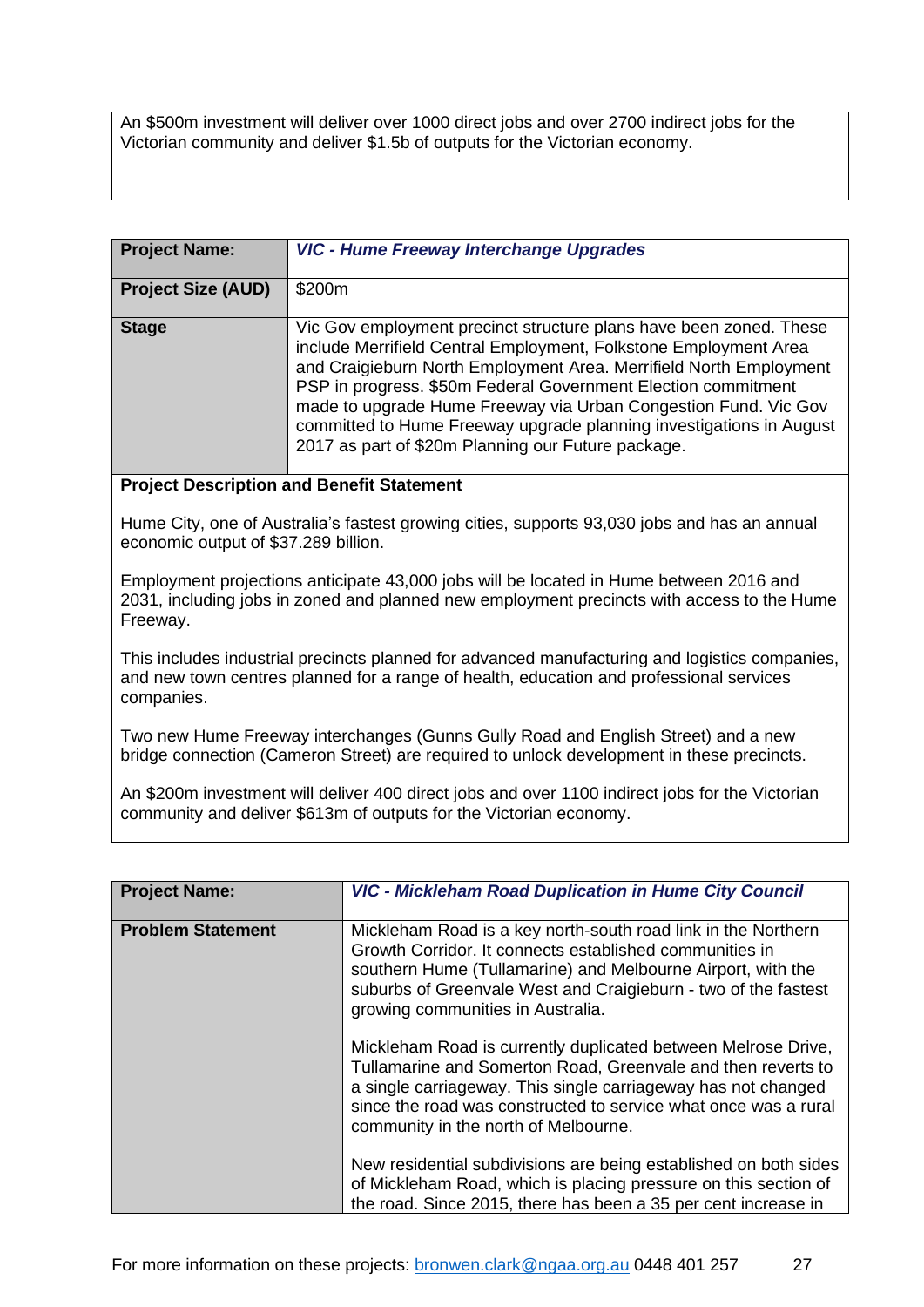An $500m investment will deliver over 1000 direct jobs and over 2700 indirect jobs for the Victorian community and deliver $1.5b of outputs for the Victorian economy.

| **Project Name:** | ***VIC - Hume Freeway Interchange Upgrades*** |
|---|---|
| **Project Size (AUD)** | $200m |
| **Stage** | Vic Gov employment precinct structure plans have been zoned. These include Merrifield Central Employment, Folkstone Employment Area and Craigieburn North Employment Area. Merrifield North Employment PSP in progress. $50m Federal Government Election commitment made to upgrade Hume Freeway via Urban Congestion Fund. Vic Gov committed to Hume Freeway upgrade planning investigations in August 2017 as part of $20m Planning our Future package. |

**Project Description and Benefit Statement**

Hume City, one of Australia's fastest growing cities, supports 93,030 jobs and has an annual economic output of $37.289 billion.

Employment projections anticipate 43,000 jobs will be located in Hume between 2016 and 2031, including jobs in zoned and planned new employment precincts with access to the Hume Freeway.

This includes industrial precincts planned for advanced manufacturing and logistics companies, and new town centres planned for a range of health, education and professional services companies.

Two new Hume Freeway interchanges (Gunns Gully Road and English Street) and a new bridge connection (Cameron Street) are required to unlock development in these precincts.

An $200m investment will deliver 400 direct jobs and over 1100 indirect jobs for the Victorian community and deliver $613m of outputs for the Victorian economy.

| **Project Name:** | ***VIC - Mickleham Road Duplication in Hume City Council*** |
|---|---|
| **Problem Statement** | Mickleham Road is a key north-south road link in the Northern Growth Corridor. It connects established communities in southern Hume (Tullamarine) and Melbourne Airport, with the suburbs of Greenvale West and Craigieburn - two of the fastest growing communities in Australia.<br><br>Mickleham Road is currently duplicated between Melrose Drive, Tullamarine and Somerton Road, Greenvale and then reverts to a single carriageway. This single carriageway has not changed since the road was constructed to service what once was a rural community in the north of Melbourne.<br><br>New residential subdivisions are being established on both sides of Mickleham Road, which is placing pressure on this section of the road. Since 2015, there has been a 35 per cent increase in |

For more information on these projects: bronwen.clark@ngaa.org.au 0448 401 257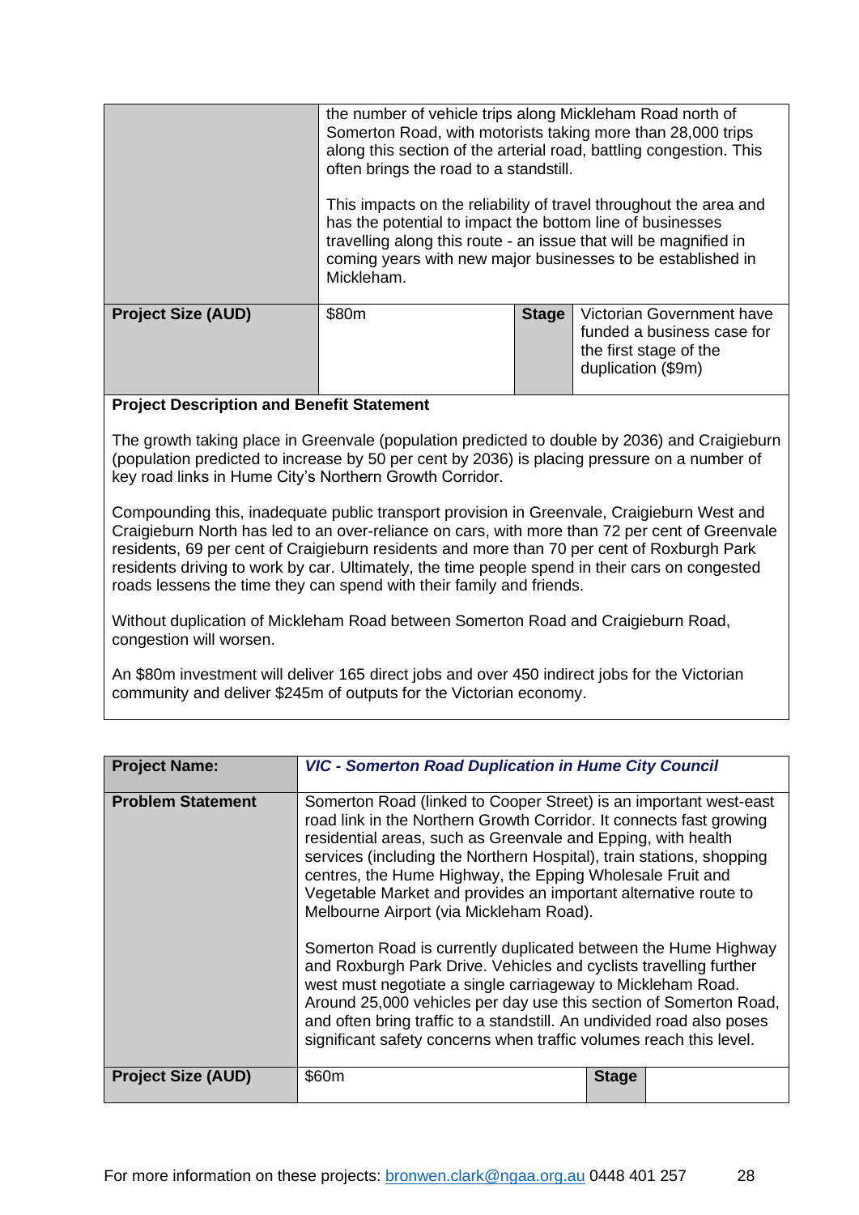| | | | |
|---|---|---|---|
| | the number of vehicle trips along Mickleham Road north of Somerton Road, with motorists taking more than 28,000 trips along this section of the arterial road, battling congestion. This often brings the road to a standstill.<br><br>This impacts on the reliability of travel throughout the area and has the potential to impact the bottom line of businesses travelling along this route - an issue that will be magnified in coming years with new major businesses to be established in Mickleham. | | |
| **Project Size (AUD)** | $80m | **Stage** | Victorian Government have funded a business case for the first stage of the duplication ($9m) |

**Project Description and Benefit Statement**

The growth taking place in Greenvale (population predicted to double by 2036) and Craigieburn (population predicted to increase by 50 per cent by 2036) is placing pressure on a number of key road links in Hume City's Northern Growth Corridor.

Compounding this, inadequate public transport provision in Greenvale, Craigieburn West and Craigieburn North has led to an over-reliance on cars, with more than 72 per cent of Greenvale residents, 69 per cent of Craigieburn residents and more than 70 per cent of Roxburgh Park residents driving to work by car. Ultimately, the time people spend in their cars on congested roads lessens the time they can spend with their family and friends.

Without duplication of Mickleham Road between Somerton Road and Craigieburn Road, congestion will worsen.

An $80m investment will deliver 165 direct jobs and over 450 indirect jobs for the Victorian community and deliver $245m of outputs for the Victorian economy.

| **Project Name:** | ***VIC - Somerton Road Duplication in Hume City Council*** | | |
|---|---|---|---|
| **Problem Statement** | Somerton Road (linked to Cooper Street) is an important west-east road link in the Northern Growth Corridor. It connects fast growing residential areas, such as Greenvale and Epping, with health services (including the Northern Hospital), train stations, shopping centres, the Hume Highway, the Epping Wholesale Fruit and Vegetable Market and provides an important alternative route to Melbourne Airport (via Mickleham Road).<br><br>Somerton Road is currently duplicated between the Hume Highway and Roxburgh Park Drive. Vehicles and cyclists travelling further west must negotiate a single carriageway to Mickleham Road. Around 25,000 vehicles per day use this section of Somerton Road, and often bring traffic to a standstill. An undivided road also poses significant safety concerns when traffic volumes reach this level. | | |
| **Project Size (AUD)** | $60m | **Stage** | |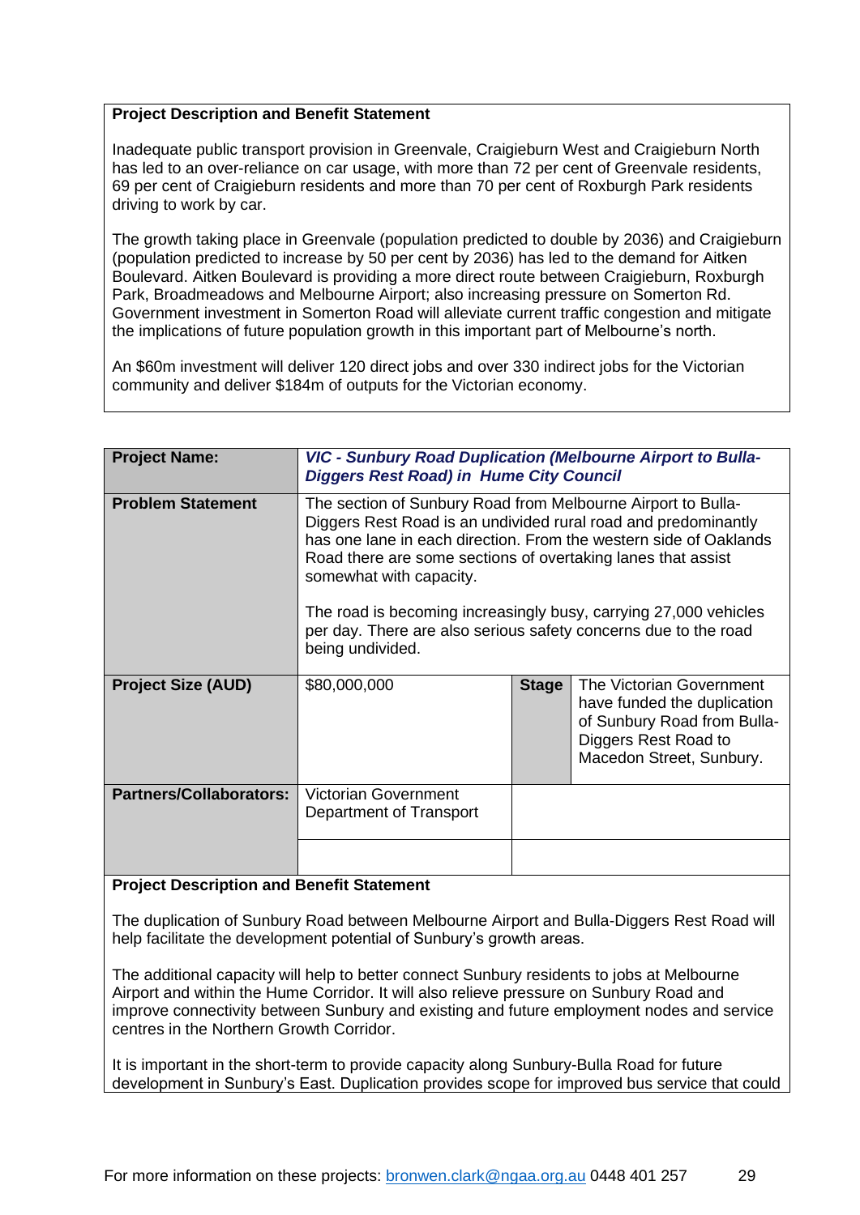**Project Description and Benefit Statement**

Inadequate public transport provision in Greenvale, Craigieburn West and Craigieburn North has led to an over-reliance on car usage, with more than 72 per cent of Greenvale residents, 69 per cent of Craigieburn residents and more than 70 per cent of Roxburgh Park residents driving to work by car.

The growth taking place in Greenvale (population predicted to double by 2036) and Craigieburn (population predicted to increase by 50 per cent by 2036) has led to the demand for Aitken Boulevard. Aitken Boulevard is providing a more direct route between Craigieburn, Roxburgh Park, Broadmeadows and Melbourne Airport; also increasing pressure on Somerton Rd. Government investment in Somerton Road will alleviate current traffic congestion and mitigate the implications of future population growth in this important part of Melbourne's north.

An $60m investment will deliver 120 direct jobs and over 330 indirect jobs for the Victorian community and deliver $184m of outputs for the Victorian economy.

| **Project Name:** | ***VIC - Sunbury Road Duplication (Melbourne Airport to Bulla-Diggers Rest Road) in Hume City Council*** | | |
|---|---|---|---|
| **Problem Statement** | The section of Sunbury Road from Melbourne Airport to Bulla-Diggers Rest Road is an undivided rural road and predominantly has one lane in each direction. From the western side of Oaklands Road there are some sections of overtaking lanes that assist somewhat with capacity.<br><br>The road is becoming increasingly busy, carrying 27,000 vehicles per day. There are also serious safety concerns due to the road being undivided. | | |
| **Project Size (AUD)** | $80,000,000 | **Stage** | The Victorian Government have funded the duplication of Sunbury Road from Bulla-Diggers Rest Road to Macedon Street, Sunbury. |
| **Partners/Collaborators:** | Victorian Government Department of Transport | | |
| | | | |

**Project Description and Benefit Statement**

The duplication of Sunbury Road between Melbourne Airport and Bulla-Diggers Rest Road will help facilitate the development potential of Sunbury's growth areas.

The additional capacity will help to better connect Sunbury residents to jobs at Melbourne Airport and within the Hume Corridor. It will also relieve pressure on Sunbury Road and improve connectivity between Sunbury and existing and future employment nodes and service centres in the Northern Growth Corridor.

It is important in the short-term to provide capacity along Sunbury-Bulla Road for future development in Sunbury's East. Duplication provides scope for improved bus service that could

For more information on these projects: [bronwen.clark@ngaa.org.au](mailto:bronwen.clark@ngaa.org.au) 0448 401 257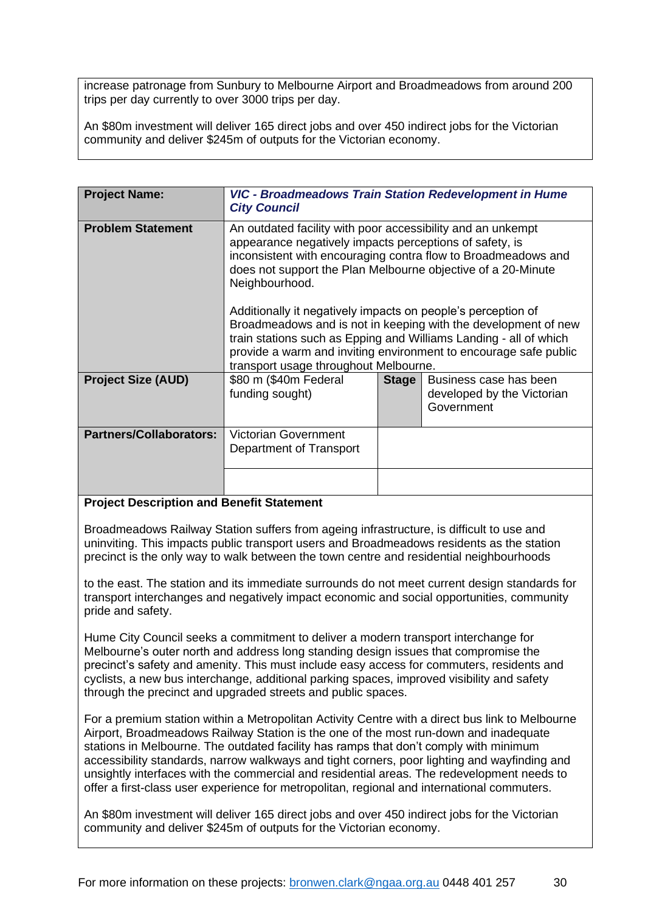increase patronage from Sunbury to Melbourne Airport and Broadmeadows from around 200 trips per day currently to over 3000 trips per day.

An $80m investment will deliver 165 direct jobs and over 450 indirect jobs for the Victorian community and deliver $245m of outputs for the Victorian economy.

| **Project Name:** | ***VIC - Broadmeadows Train Station Redevelopment in Hume City Council*** | | |
|---|---|---|---|
| **Problem Statement** | An outdated facility with poor accessibility and an unkempt appearance negatively impacts perceptions of safety, is inconsistent with encouraging contra flow to Broadmeadows and does not support the Plan Melbourne objective of a 20-Minute Neighbourhood.<br><br>Additionally it negatively impacts on people's perception of Broadmeadows and is not in keeping with the development of new train stations such as Epping and Williams Landing - all of which provide a warm and inviting environment to encourage safe public transport usage throughout Melbourne. | | |
| **Project Size (AUD)** | $80 m ($40m Federal funding sought) | **Stage** | Business case has been developed by the Victorian Government |
| **Partners/Collaborators:** | Victorian Government Department of Transport | | |
| | | | |

**Project Description and Benefit Statement**

Broadmeadows Railway Station suffers from ageing infrastructure, is difficult to use and uninviting. This impacts public transport users and Broadmeadows residents as the station precinct is the only way to walk between the town centre and residential neighbourhoods to the east. The station and its immediate surrounds do not meet current design standards for transport interchanges and negatively impact economic and social opportunities, community pride and safety.

Hume City Council seeks a commitment to deliver a modern transport interchange for Melbourne's outer north and address long standing design issues that compromise the precinct's safety and amenity. This must include easy access for commuters, residents and cyclists, a new bus interchange, additional parking spaces, improved visibility and safety through the precinct and upgraded streets and public spaces.

For a premium station within a Metropolitan Activity Centre with a direct bus link to Melbourne Airport, Broadmeadows Railway Station is the one of the most run-down and inadequate stations in Melbourne. The outdated facility has ramps that don't comply with minimum accessibility standards, narrow walkways and tight corners, poor lighting and wayfinding and unsightly interfaces with the commercial and residential areas. The redevelopment needs to offer a first-class user experience for metropolitan, regional and international commuters.

An $80m investment will deliver 165 direct jobs and over 450 indirect jobs for the Victorian community and deliver $245m of outputs for the Victorian economy.

For more information on these projects: bronwen.clark@ngaa.org.au 0448 401 257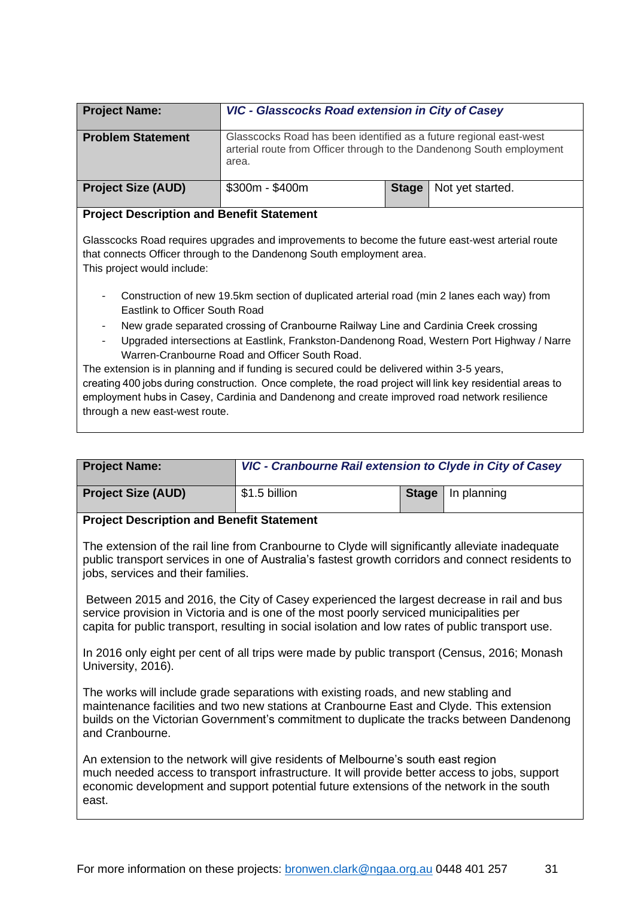| Project Name: | *VIC - Glasscocks Road extension in City of Casey* | | |
| --- | --- | --- | --- |
| **Problem Statement** | Glasscocks Road has been identified as a future regional east-west arterial route from Officer through to the Dandenong South employment area. | | |
| **Project Size (AUD)** | $300m - $400m | **Stage** | Not yet started. |

**Project Description and Benefit Statement**

Glasscocks Road requires upgrades and improvements to become the future east-west arterial route that connects Officer through to the Dandenong South employment area.
This project would include:

- Construction of new 19.5km section of duplicated arterial road (min 2 lanes each way) from Eastlink to Officer South Road
- New grade separated crossing of Cranbourne Railway Line and Cardinia Creek crossing
- Upgraded intersections at Eastlink, Frankston-Dandenong Road, Western Port Highway / Narre Warren-Cranbourne Road and Officer South Road.

The extension is in planning and if funding is secured could be delivered within 3-5 years, creating 400 jobs during construction. Once complete, the road project will link key residential areas to employment hubs in Casey, Cardinia and Dandenong and create improved road network resilience through a new east-west route.

| Project Name: | *VIC - Cranbourne Rail extension to Clyde in City of Casey* | | |
| --- | --- | --- | --- |
| **Project Size (AUD)** | $1.5 billion | **Stage** | In planning |

**Project Description and Benefit Statement**

The extension of the rail line from Cranbourne to Clyde will significantly alleviate inadequate public transport services in one of Australia's fastest growth corridors and connect residents to jobs, services and their families.

Between 2015 and 2016, the City of Casey experienced the largest decrease in rail and bus service provision in Victoria and is one of the most poorly serviced municipalities per capita for public transport, resulting in social isolation and low rates of public transport use.

In 2016 only eight per cent of all trips were made by public transport (Census, 2016; Monash University, 2016).

The works will include grade separations with existing roads, and new stabling and maintenance facilities and two new stations at Cranbourne East and Clyde. This extension builds on the Victorian Government's commitment to duplicate the tracks between Dandenong and Cranbourne.

An extension to the network will give residents of Melbourne's south east region much needed access to transport infrastructure. It will provide better access to jobs, support economic development and support potential future extensions of the network in the south east.

For more information on these projects: bronwen.clark@ngaa.org.au 0448 401 257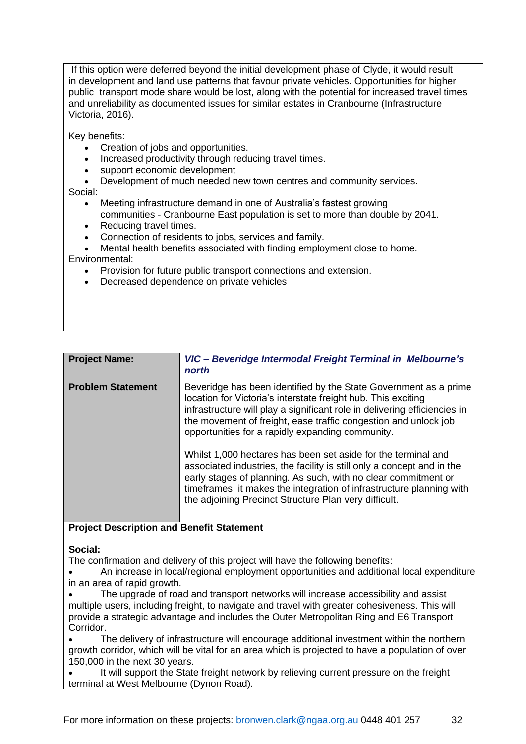If this option were deferred beyond the initial development phase of Clyde, it would result in development and land use patterns that favour private vehicles. Opportunities for higher public transport mode share would be lost, along with the potential for increased travel times and unreliability as documented issues for similar estates in Cranbourne (Infrastructure Victoria, 2016).

Key benefits:

- Creation of jobs and opportunities.
- Increased productivity through reducing travel times.
- support economic development
- Development of much needed new town centres and community services.

Social:

- Meeting infrastructure demand in one of Australia's fastest growing communities - Cranbourne East population is set to more than double by 2041.
- Reducing travel times.
- Connection of residents to jobs, services and family.
- Mental health benefits associated with finding employment close to home.

Environmental:

- Provision for future public transport connections and extension.
- Decreased dependence on private vehicles

| **Project Name:** | ***VIC – Beveridge Intermodal Freight Terminal in Melbourne's north*** |
|---|---|
| **Problem Statement** | Beveridge has been identified by the State Government as a prime location for Victoria's interstate freight hub. This exciting infrastructure will play a significant role in delivering efficiencies in the movement of freight, ease traffic congestion and unlock job opportunities for a rapidly expanding community.<br><br>Whilst 1,000 hectares has been set aside for the terminal and associated industries, the facility is still only a concept and in the early stages of planning. As such, with no clear commitment or timeframes, it makes the integration of infrastructure planning with the adjoining Precinct Structure Plan very difficult. |

**Project Description and Benefit Statement**

**Social:**

The confirmation and delivery of this project will have the following benefits:

- An increase in local/regional employment opportunities and additional local expenditure in an area of rapid growth.
- The upgrade of road and transport networks will increase accessibility and assist multiple users, including freight, to navigate and travel with greater cohesiveness. This will provide a strategic advantage and includes the Outer Metropolitan Ring and E6 Transport Corridor.
- The delivery of infrastructure will encourage additional investment within the northern growth corridor, which will be vital for an area which is projected to have a population of over 150,000 in the next 30 years.
- It will support the State freight network by relieving current pressure on the freight terminal at West Melbourne (Dynon Road).

For more information on these projects: bronwen.clark@ngaa.org.au 0448 401 257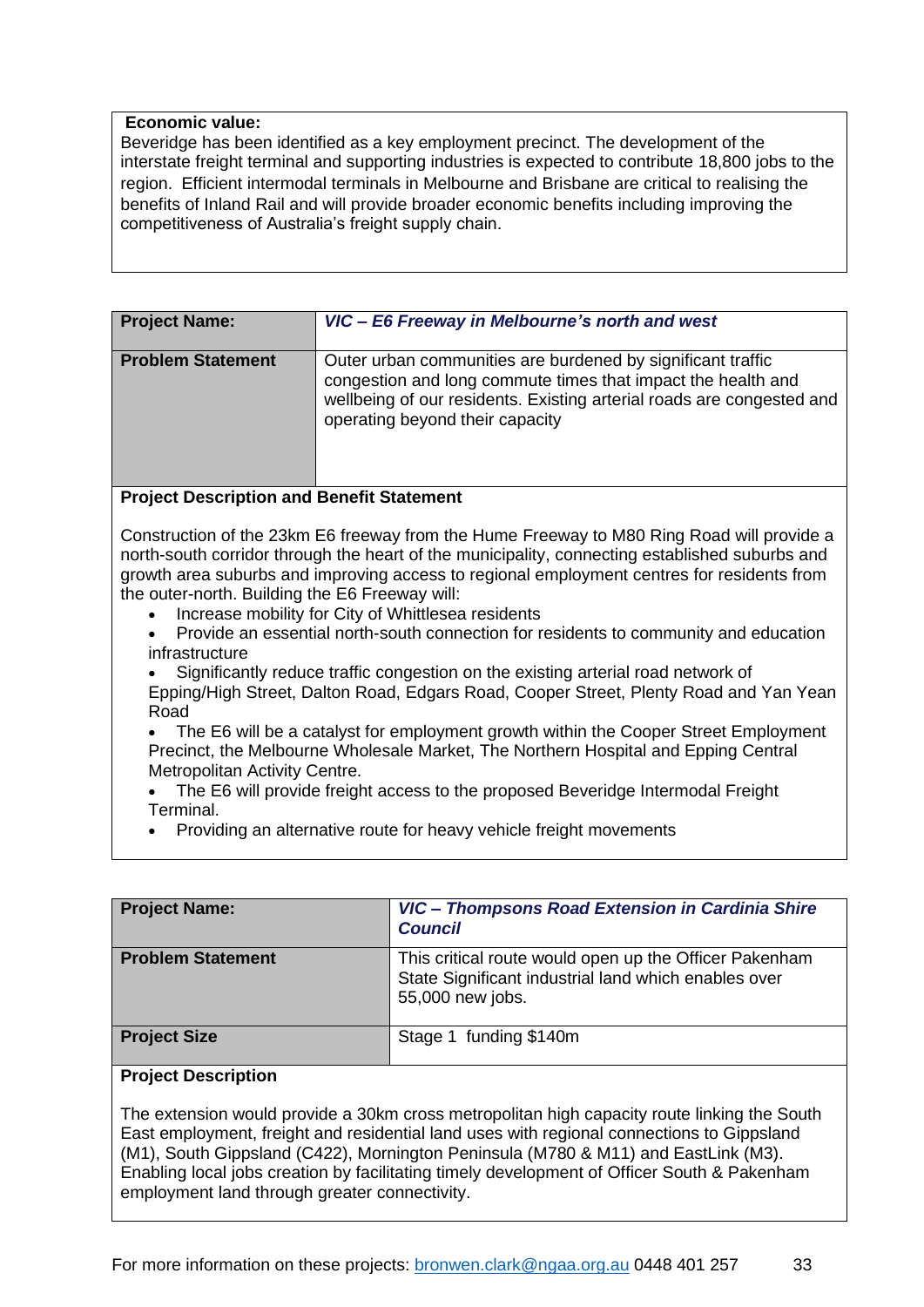**Economic value:**

Beveridge has been identified as a key employment precinct. The development of the interstate freight terminal and supporting industries is expected to contribute 18,800 jobs to the region. Efficient intermodal terminals in Melbourne and Brisbane are critical to realising the benefits of Inland Rail and will provide broader economic benefits including improving the competitiveness of Australia's freight supply chain.

| **Project Name:** | ***VIC – E6 Freeway in Melbourne's north and west*** |
|---|---|
| **Problem Statement** | Outer urban communities are burdened by significant traffic congestion and long commute times that impact the health and wellbeing of our residents. Existing arterial roads are congested and operating beyond their capacity |

**Project Description and Benefit Statement**

Construction of the 23km E6 freeway from the Hume Freeway to M80 Ring Road will provide a north-south corridor through the heart of the municipality, connecting established suburbs and growth area suburbs and improving access to regional employment centres for residents from the outer-north. Building the E6 Freeway will:

- Increase mobility for City of Whittlesea residents
- Provide an essential north-south connection for residents to community and education infrastructure
- Significantly reduce traffic congestion on the existing arterial road network of Epping/High Street, Dalton Road, Edgars Road, Cooper Street, Plenty Road and Yan Yean Road
- The E6 will be a catalyst for employment growth within the Cooper Street Employment Precinct, the Melbourne Wholesale Market, The Northern Hospital and Epping Central Metropolitan Activity Centre.
- The E6 will provide freight access to the proposed Beveridge Intermodal Freight Terminal.
- Providing an alternative route for heavy vehicle freight movements

| **Project Name:** | ***VIC – Thompsons Road Extension in Cardinia Shire Council*** |
|---|---|
| **Problem Statement** | This critical route would open up the Officer Pakenham State Significant industrial land which enables over 55,000 new jobs. |
| **Project Size** | Stage 1 funding $140m |

**Project Description**

The extension would provide a 30km cross metropolitan high capacity route linking the South East employment, freight and residential land uses with regional connections to Gippsland (M1), South Gippsland (C422), Mornington Peninsula (M780 & M11) and EastLink (M3). Enabling local jobs creation by facilitating timely development of Officer South & Pakenham employment land through greater connectivity.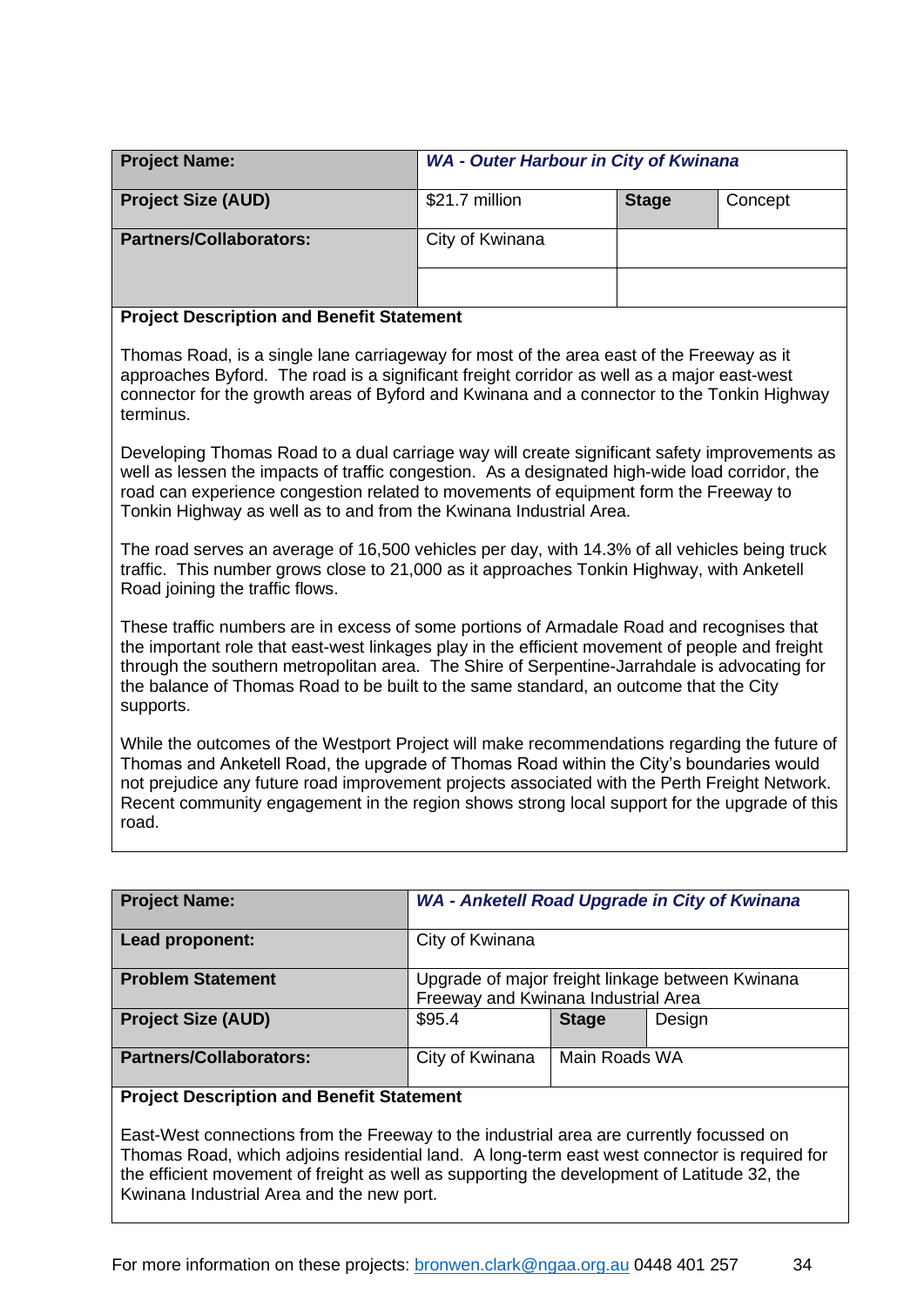| **Project Name:** | ***WA - Outer Harbour in City of Kwinana*** | | |
|---|---|---|---|
| **Project Size (AUD)** | $21.7 million | **Stage** | Concept |
| **Partners/Collaborators:** | City of Kwinana | | |
| | | | |

**Project Description and Benefit Statement**

Thomas Road, is a single lane carriageway for most of the area east of the Freeway as it approaches Byford. The road is a significant freight corridor as well as a major east-west connector for the growth areas of Byford and Kwinana and a connector to the Tonkin Highway terminus.

Developing Thomas Road to a dual carriage way will create significant safety improvements as well as lessen the impacts of traffic congestion. As a designated high-wide load corridor, the road can experience congestion related to movements of equipment form the Freeway to Tonkin Highway as well as to and from the Kwinana Industrial Area.

The road serves an average of 16,500 vehicles per day, with 14.3% of all vehicles being truck traffic. This number grows close to 21,000 as it approaches Tonkin Highway, with Anketell Road joining the traffic flows.

These traffic numbers are in excess of some portions of Armadale Road and recognises that the important role that east-west linkages play in the efficient movement of people and freight through the southern metropolitan area. The Shire of Serpentine-Jarrahdale is advocating for the balance of Thomas Road to be built to the same standard, an outcome that the City supports.

While the outcomes of the Westport Project will make recommendations regarding the future of Thomas and Anketell Road, the upgrade of Thomas Road within the City's boundaries would not prejudice any future road improvement projects associated with the Perth Freight Network. Recent community engagement in the region shows strong local support for the upgrade of this road.

| **Project Name:** | ***WA - Anketell Road Upgrade in City of Kwinana*** | | |
|---|---|---|---|
| **Lead proponent:** | City of Kwinana | | |
| **Problem Statement** | Upgrade of major freight linkage between Kwinana Freeway and Kwinana Industrial Area | | |
| **Project Size (AUD)** | $95.4 | **Stage** | Design |
| **Partners/Collaborators:** | City of Kwinana | Main Roads WA | |

**Project Description and Benefit Statement**

East-West connections from the Freeway to the industrial area are currently focussed on Thomas Road, which adjoins residential land. A long-term east west connector is required for the efficient movement of freight as well as supporting the development of Latitude 32, the Kwinana Industrial Area and the new port.

For more information on these projects: [bronwen.clark@ngaa.org.au](mailto:bronwen.clark@ngaa.org.au) 0448 401 257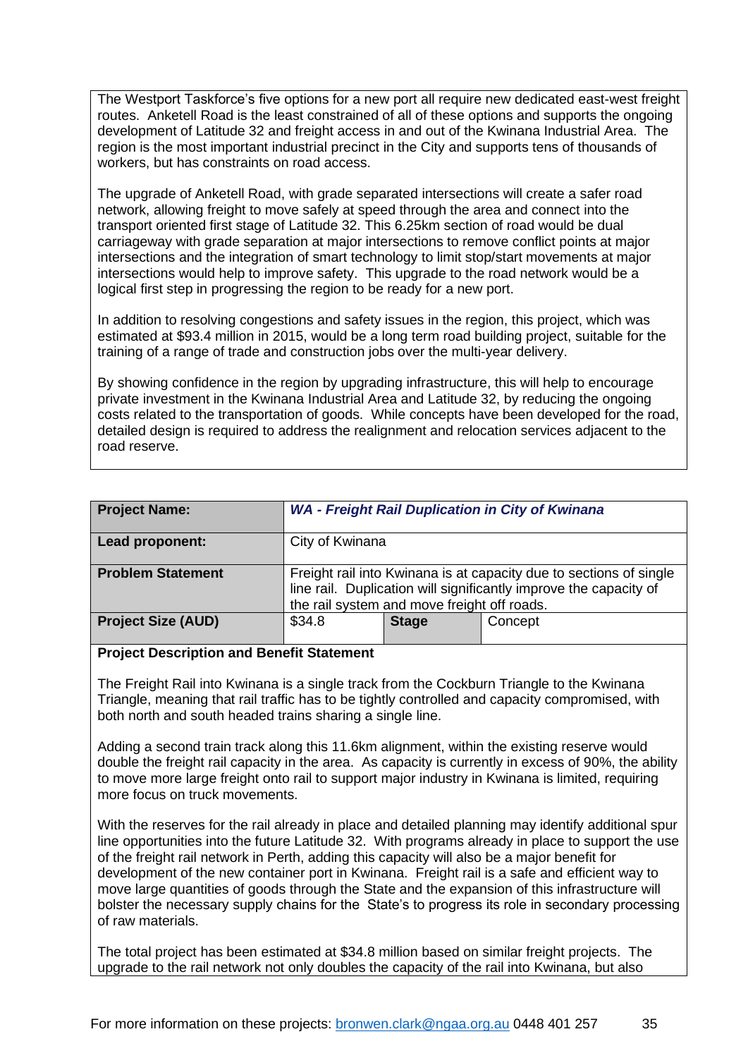The Westport Taskforce's five options for a new port all require new dedicated east-west freight routes. Anketell Road is the least constrained of all of these options and supports the ongoing development of Latitude 32 and freight access in and out of the Kwinana Industrial Area. The region is the most important industrial precinct in the City and supports tens of thousands of workers, but has constraints on road access.

The upgrade of Anketell Road, with grade separated intersections will create a safer road network, allowing freight to move safely at speed through the area and connect into the transport oriented first stage of Latitude 32. This 6.25km section of road would be dual carriageway with grade separation at major intersections to remove conflict points at major intersections and the integration of smart technology to limit stop/start movements at major intersections would help to improve safety. This upgrade to the road network would be a logical first step in progressing the region to be ready for a new port.

In addition to resolving congestions and safety issues in the region, this project, which was estimated at $93.4 million in 2015, would be a long term road building project, suitable for the training of a range of trade and construction jobs over the multi-year delivery.

By showing confidence in the region by upgrading infrastructure, this will help to encourage private investment in the Kwinana Industrial Area and Latitude 32, by reducing the ongoing costs related to the transportation of goods. While concepts have been developed for the road, detailed design is required to address the realignment and relocation services adjacent to the road reserve.

| **Project Name:** | ***WA - Freight Rail Duplication in City of Kwinana*** | | |
|---|---|---|---|
| **Lead proponent:** | City of Kwinana | | |
| **Problem Statement** | Freight rail into Kwinana is at capacity due to sections of single line rail. Duplication will significantly improve the capacity of the rail system and move freight off roads. | | |
| **Project Size (AUD)** | $34.8 | **Stage** | Concept |

**Project Description and Benefit Statement**

The Freight Rail into Kwinana is a single track from the Cockburn Triangle to the Kwinana Triangle, meaning that rail traffic has to be tightly controlled and capacity compromised, with both north and south headed trains sharing a single line.

Adding a second train track along this 11.6km alignment, within the existing reserve would double the freight rail capacity in the area. As capacity is currently in excess of 90%, the ability to move more large freight onto rail to support major industry in Kwinana is limited, requiring more focus on truck movements.

With the reserves for the rail already in place and detailed planning may identify additional spur line opportunities into the future Latitude 32. With programs already in place to support the use of the freight rail network in Perth, adding this capacity will also be a major benefit for development of the new container port in Kwinana. Freight rail is a safe and efficient way to move large quantities of goods through the State and the expansion of this infrastructure will bolster the necessary supply chains for the State's to progress its role in secondary processing of raw materials.

The total project has been estimated at $34.8 million based on similar freight projects. The upgrade to the rail network not only doubles the capacity of the rail into Kwinana, but also

For more information on these projects: bronwen.clark@ngaa.org.au 0448 401 257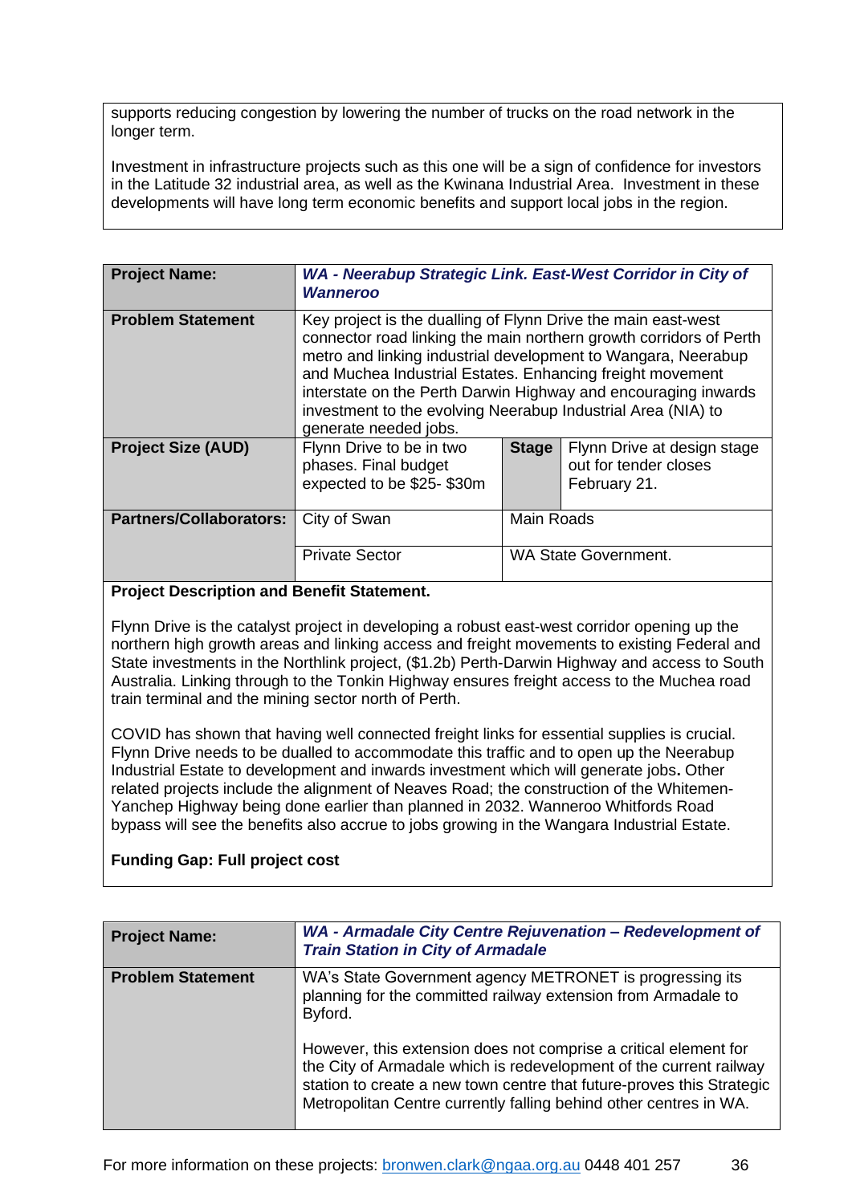supports reducing congestion by lowering the number of trucks on the road network in the longer term.

Investment in infrastructure projects such as this one will be a sign of confidence for investors in the Latitude 32 industrial area, as well as the Kwinana Industrial Area. Investment in these developments will have long term economic benefits and support local jobs in the region.

| **Project Name:** | ***WA - Neerabup Strategic Link. East-West Corridor in City of Wanneroo*** | | |
|---|---|---|---|
| **Problem Statement** | Key project is the dualling of Flynn Drive the main east-west connector road linking the main northern growth corridors of Perth metro and linking industrial development to Wangara, Neerabup and Muchea Industrial Estates. Enhancing freight movement interstate on the Perth Darwin Highway and encouraging inwards investment to the evolving Neerabup Industrial Area (NIA) to generate needed jobs. | | |
| **Project Size (AUD)** | Flynn Drive to be in two phases. Final budget expected to be $25- $30m | **Stage** | Flynn Drive at design stage out for tender closes February 21. |
| **Partners/Collaborators:** | City of Swan | Main Roads | |
| | Private Sector | WA State Government. | |

**Project Description and Benefit Statement.**

Flynn Drive is the catalyst project in developing a robust east-west corridor opening up the northern high growth areas and linking access and freight movements to existing Federal and State investments in the Northlink project, ($1.2b) Perth-Darwin Highway and access to South Australia. Linking through to the Tonkin Highway ensures freight access to the Muchea road train terminal and the mining sector north of Perth.

COVID has shown that having well connected freight links for essential supplies is crucial. Flynn Drive needs to be dualled to accommodate this traffic and to open up the Neerabup Industrial Estate to development and inwards investment which will generate jobs**.** Other related projects include the alignment of Neaves Road; the construction of the Whitemen-Yanchep Highway being done earlier than planned in 2032. Wanneroo Whitfords Road bypass will see the benefits also accrue to jobs growing in the Wangara Industrial Estate.

**Funding Gap: Full project cost**

| **Project Name:** | ***WA - Armadale City Centre Rejuvenation – Redevelopment of Train Station in City of Armadale*** |
|---|---|
| **Problem Statement** | WA's State Government agency METRONET is progressing its planning for the committed railway extension from Armadale to Byford.<br><br>However, this extension does not comprise a critical element for the City of Armadale which is redevelopment of the current railway station to create a new town centre that future-proves this Strategic Metropolitan Centre currently falling behind other centres in WA. |

For more information on these projects: bronwen.clark@ngaa.org.au 0448 401 257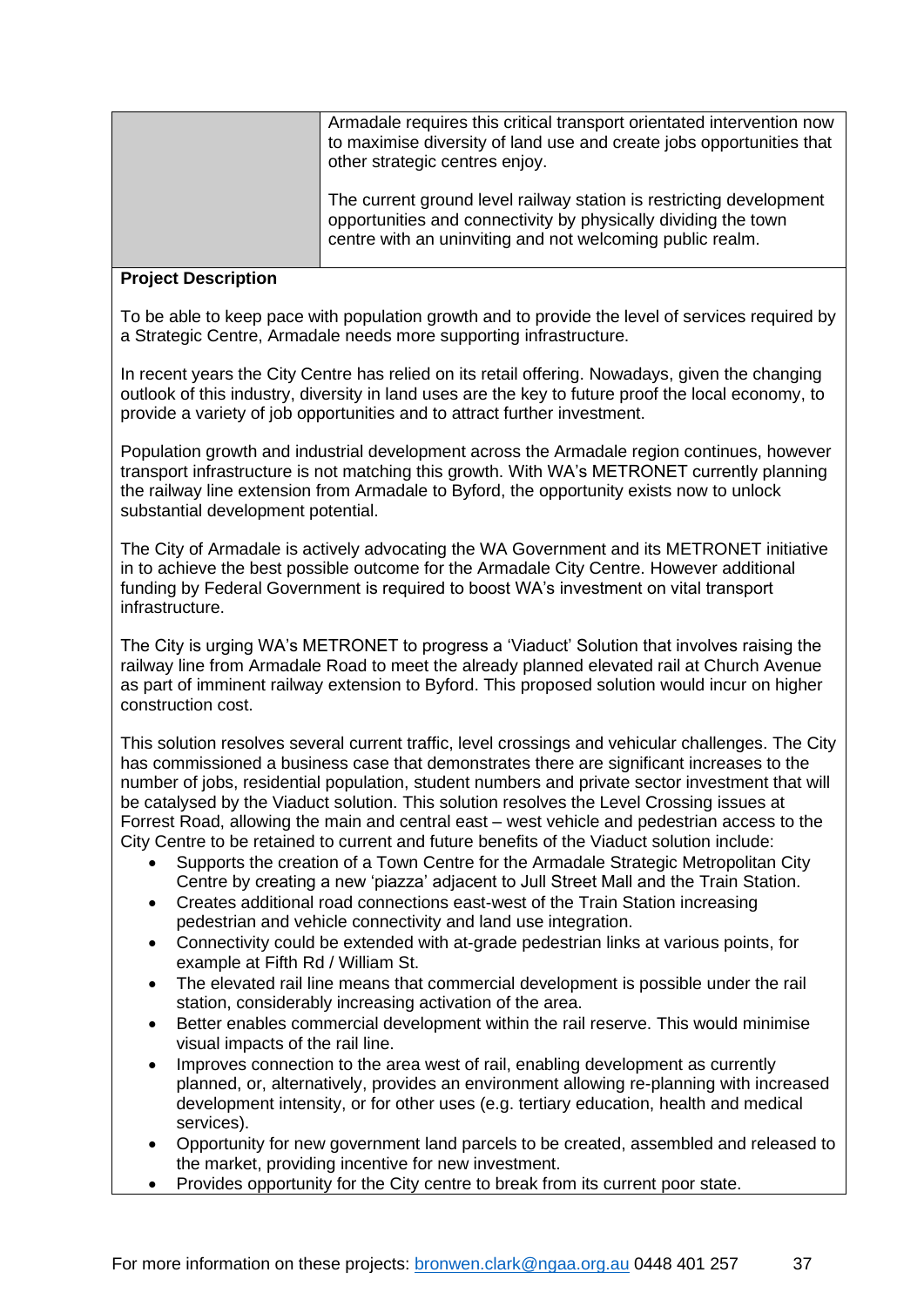| | |
|---|---|
| | Armadale requires this critical transport orientated intervention now to maximise diversity of land use and create jobs opportunities that other strategic centres enjoy.<br><br>The current ground level railway station is restricting development opportunities and connectivity by physically dividing the town centre with an uninviting and not welcoming public realm. |

**Project Description**

To be able to keep pace with population growth and to provide the level of services required by a Strategic Centre, Armadale needs more supporting infrastructure.

In recent years the City Centre has relied on its retail offering. Nowadays, given the changing outlook of this industry, diversity in land uses are the key to future proof the local economy, to provide a variety of job opportunities and to attract further investment.

Population growth and industrial development across the Armadale region continues, however transport infrastructure is not matching this growth. With WA's METRONET currently planning the railway line extension from Armadale to Byford, the opportunity exists now to unlock substantial development potential.

The City of Armadale is actively advocating the WA Government and its METRONET initiative in to achieve the best possible outcome for the Armadale City Centre. However additional funding by Federal Government is required to boost WA's investment on vital transport infrastructure.

The City is urging WA's METRONET to progress a 'Viaduct' Solution that involves raising the railway line from Armadale Road to meet the already planned elevated rail at Church Avenue as part of imminent railway extension to Byford. This proposed solution would incur on higher construction cost.

This solution resolves several current traffic, level crossings and vehicular challenges. The City has commissioned a business case that demonstrates there are significant increases to the number of jobs, residential population, student numbers and private sector investment that will be catalysed by the Viaduct solution. This solution resolves the Level Crossing issues at Forrest Road, allowing the main and central east – west vehicle and pedestrian access to the City Centre to be retained to current and future benefits of the Viaduct solution include:

- Supports the creation of a Town Centre for the Armadale Strategic Metropolitan City Centre by creating a new 'piazza' adjacent to Jull Street Mall and the Train Station.
- Creates additional road connections east-west of the Train Station increasing pedestrian and vehicle connectivity and land use integration.
- Connectivity could be extended with at-grade pedestrian links at various points, for example at Fifth Rd / William St.
- The elevated rail line means that commercial development is possible under the rail station, considerably increasing activation of the area.
- Better enables commercial development within the rail reserve. This would minimise visual impacts of the rail line.
- Improves connection to the area west of rail, enabling development as currently planned, or, alternatively, provides an environment allowing re-planning with increased development intensity, or for other uses (e.g. tertiary education, health and medical services).
- Opportunity for new government land parcels to be created, assembled and released to the market, providing incentive for new investment.
- Provides opportunity for the City centre to break from its current poor state.

For more information on these projects: [bronwen.clark@ngaa.org.au](mailto:bronwen.clark@ngaa.org.au) 0448 401 257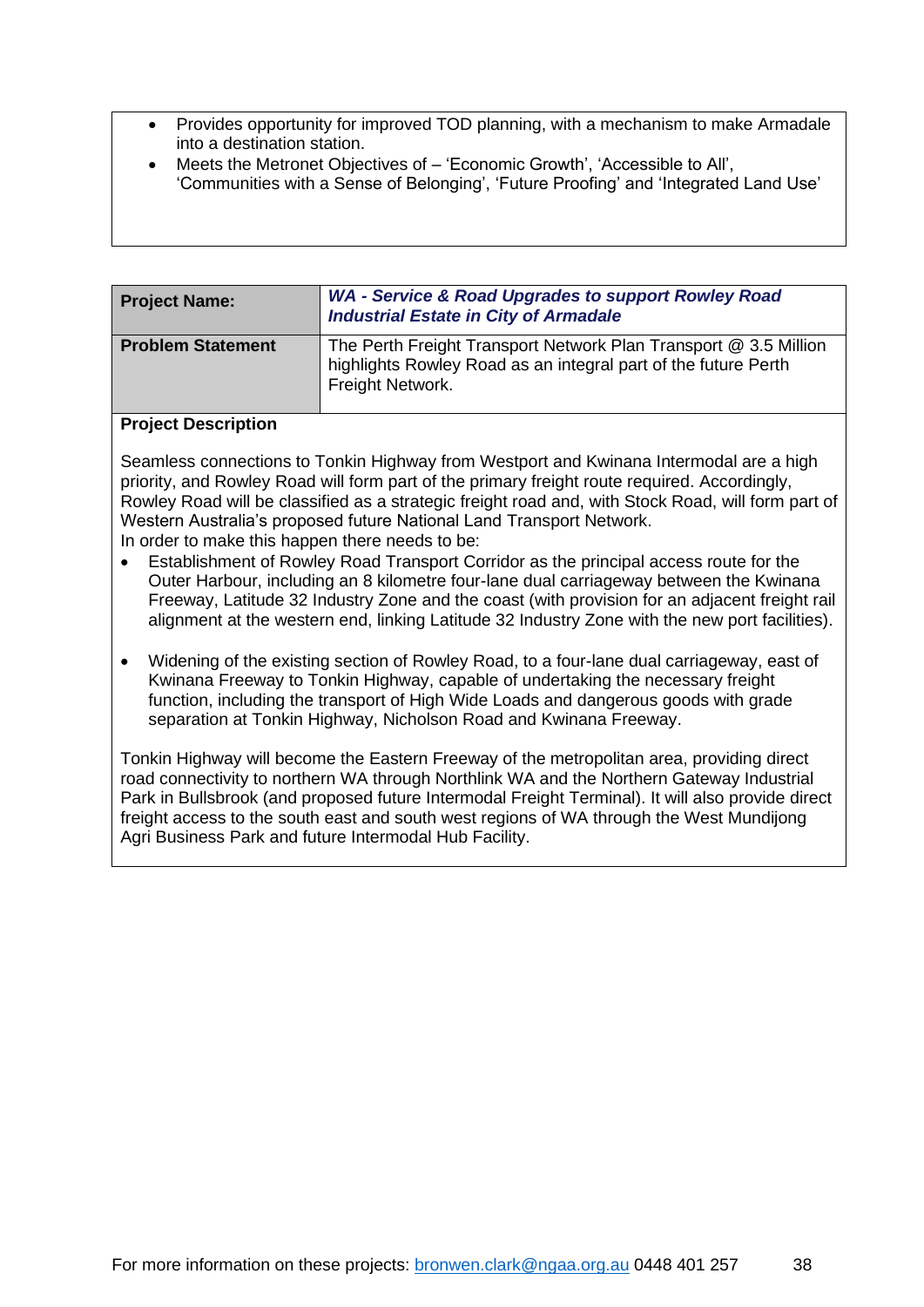- Provides opportunity for improved TOD planning, with a mechanism to make Armadale into a destination station.
- Meets the Metronet Objectives of – 'Economic Growth', 'Accessible to All', 'Communities with a Sense of Belonging', 'Future Proofing' and 'Integrated Land Use'

| | |
|---|---|
| **Project Name:** | ***WA - Service & Road Upgrades to support Rowley Road Industrial Estate in City of Armadale*** |
| **Problem Statement** | The Perth Freight Transport Network Plan Transport @ 3.5 Million highlights Rowley Road as an integral part of the future Perth Freight Network. |

**Project Description**

Seamless connections to Tonkin Highway from Westport and Kwinana Intermodal are a high priority, and Rowley Road will form part of the primary freight route required. Accordingly, Rowley Road will be classified as a strategic freight road and, with Stock Road, will form part of Western Australia's proposed future National Land Transport Network.
In order to make this happen there needs to be:

- Establishment of Rowley Road Transport Corridor as the principal access route for the Outer Harbour, including an 8 kilometre four-lane dual carriageway between the Kwinana Freeway, Latitude 32 Industry Zone and the coast (with provision for an adjacent freight rail alignment at the western end, linking Latitude 32 Industry Zone with the new port facilities).

- Widening of the existing section of Rowley Road, to a four-lane dual carriageway, east of Kwinana Freeway to Tonkin Highway, capable of undertaking the necessary freight function, including the transport of High Wide Loads and dangerous goods with grade separation at Tonkin Highway, Nicholson Road and Kwinana Freeway.

Tonkin Highway will become the Eastern Freeway of the metropolitan area, providing direct road connectivity to northern WA through Northlink WA and the Northern Gateway Industrial Park in Bullsbrook (and proposed future Intermodal Freight Terminal). It will also provide direct freight access to the south east and south west regions of WA through the West Mundijong Agri Business Park and future Intermodal Hub Facility.

For more information on these projects: bronwen.clark@ngaa.org.au 0448 401 257